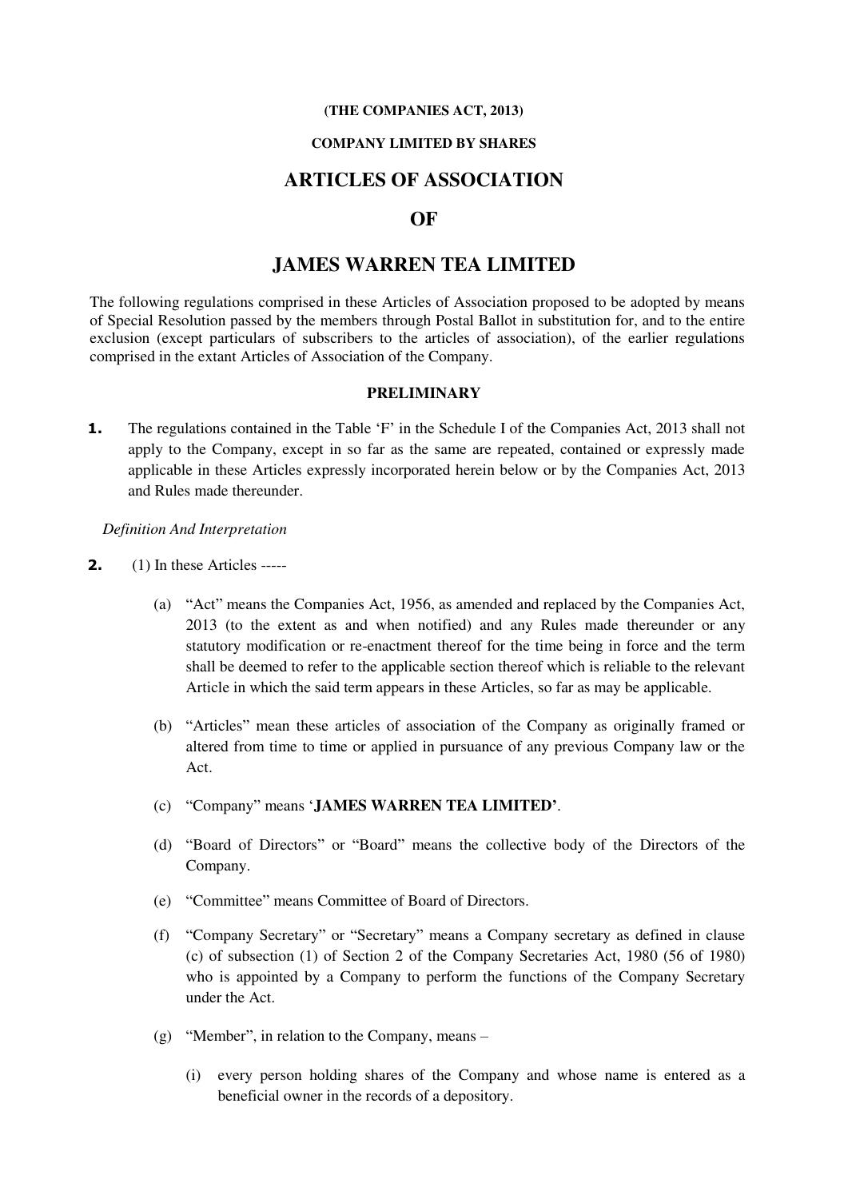**(THE COMPANIES ACT, 2013)**

**COMPANY LIMITED BY SHARES**

# ARTICLES OF ASSOCIATION

# OF

# JAMES WARREN TEA LIMITED

The following regulations comprised in these Articles of Association proposed to be adopted by means of Special Resolution passed by the members through Postal Ballot in substitution for, and to the entire exclusion (except particulars of subscribers to the articles of association), of the earlier regulations comprised in the extant Articles of Association of the Company.

## PRELIMINARY

**1.** The regulations contained in the Table 'F' in the Schedule I of the Companies Act, 2013 shall not apply to the Company, except in so far as the same are repeated, contained or expressly made applicable in these Articles expressly incorporated herein below or by the Companies Act, 2013 and Rules made thereunder.

*Definition And Interpretation*

**2.** (1) In these Articles -----

(a) "Act" means the Companies Act, 1956, as amended and replaced by the Companies Act, 2013 (to the extent as and when notified) and any Rules made thereunder or any statutory modification or re-enactment thereof for the time being in force and the term shall be deemed to refer to the applicable section thereof which is reliable to the relevant Article in which the said term appears in these Articles, so far as may be applicable.

(b) "Articles" mean these articles of association of the Company as originally framed or altered from time to time or applied in pursuance of any previous Company law or the Act.

(c) "Company" means '**JAMES WARREN TEA LIMITED**'.

(d) "Board of Directors" or "Board" means the collective body of the Directors of the Company.

(e) "Committee" means Committee of Board of Directors.

(f) "Company Secretary" or "Secretary" means a Company secretary as defined in clause (c) of subsection (1) of Section 2 of the Company Secretaries Act, 1980 (56 of 1980) who is appointed by a Company to perform the functions of the Company Secretary under the Act.

(g) "Member", in relation to the Company, means –

(i) every person holding shares of the Company and whose name is entered as a beneficial owner in the records of a depository.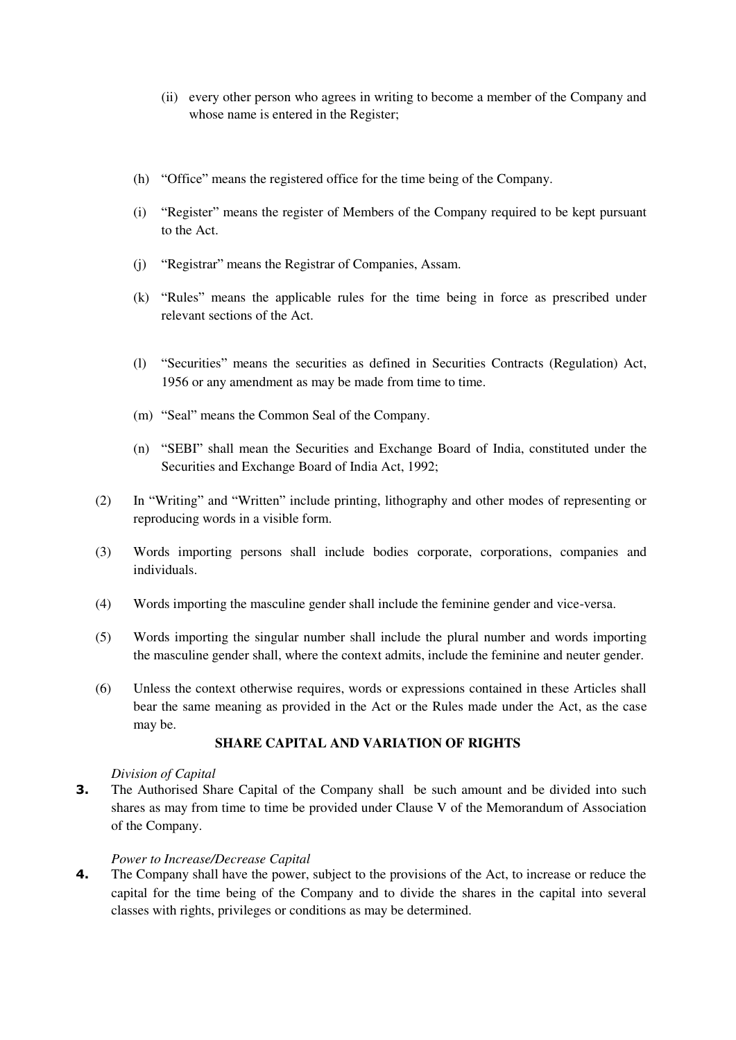(ii) every other person who agrees in writing to become a member of the Company and whose name is entered in the Register;

(h) "Office" means the registered office for the time being of the Company.

(i) "Register" means the register of Members of the Company required to be kept pursuant to the Act.

(j) "Registrar" means the Registrar of Companies, Assam.

(k) "Rules" means the applicable rules for the time being in force as prescribed under relevant sections of the Act.

(l) "Securities" means the securities as defined in Securities Contracts (Regulation) Act, 1956 or any amendment as may be made from time to time.

(m) "Seal" means the Common Seal of the Company.

(n) "SEBI" shall mean the Securities and Exchange Board of India, constituted under the Securities and Exchange Board of India Act, 1992;

(2) In "Writing" and "Written" include printing, lithography and other modes of representing or reproducing words in a visible form.

(3) Words importing persons shall include bodies corporate, corporations, companies and individuals.

(4) Words importing the masculine gender shall include the feminine gender and vice-versa.

(5) Words importing the singular number shall include the plural number and words importing the masculine gender shall, where the context admits, include the feminine and neuter gender.

(6) Unless the context otherwise requires, words or expressions contained in these Articles shall bear the same meaning as provided in the Act or the Rules made under the Act, as the case may be.

## SHARE CAPITAL AND VARIATION OF RIGHTS

*Division of Capital*

**3.** The Authorised Share Capital of the Company shall be such amount and be divided into such shares as may from time to time be provided under Clause V of the Memorandum of Association of the Company.

*Power to Increase/Decrease Capital*

**4.** The Company shall have the power, subject to the provisions of the Act, to increase or reduce the capital for the time being of the Company and to divide the shares in the capital into several classes with rights, privileges or conditions as may be determined.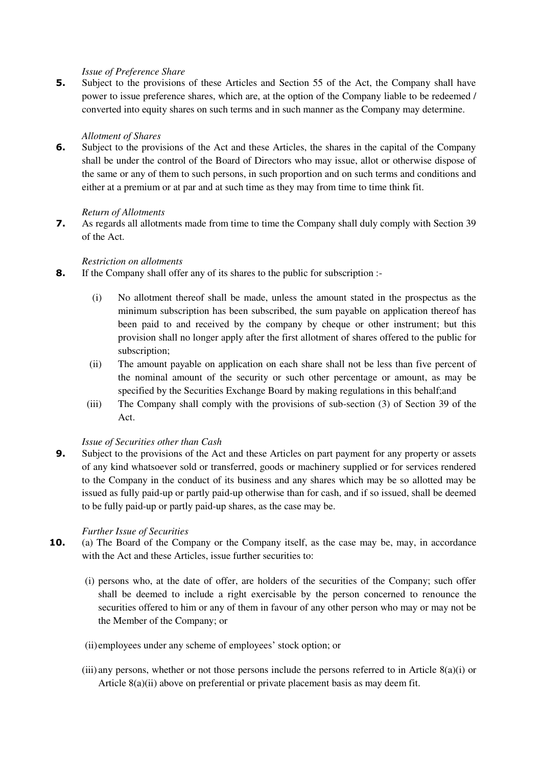*Issue of Preference Share*

**5.** Subject to the provisions of these Articles and Section 55 of the Act, the Company shall have power to issue preference shares, which are, at the option of the Company liable to be redeemed / converted into equity shares on such terms and in such manner as the Company may determine.

*Allotment of Shares*

**6.** Subject to the provisions of the Act and these Articles, the shares in the capital of the Company shall be under the control of the Board of Directors who may issue, allot or otherwise dispose of the same or any of them to such persons, in such proportion and on such terms and conditions and either at a premium or at par and at such time as they may from time to time think fit.

*Return of Allotments*

**7.** As regards all allotments made from time to time the Company shall duly comply with Section 39 of the Act.

*Restriction on allotments*

**8.** If the Company shall offer any of its shares to the public for subscription :-

(i) No allotment thereof shall be made, unless the amount stated in the prospectus as the minimum subscription has been subscribed, the sum payable on application thereof has been paid to and received by the company by cheque or other instrument; but this provision shall no longer apply after the first allotment of shares offered to the public for subscription;

(ii) The amount payable on application on each share shall not be less than five percent of the nominal amount of the security or such other percentage or amount, as may be specified by the Securities Exchange Board by making regulations in this behalf;and

(iii) The Company shall comply with the provisions of sub-section (3) of Section 39 of the Act.

*Issue of Securities other than Cash*

**9.** Subject to the provisions of the Act and these Articles on part payment for any property or assets of any kind whatsoever sold or transferred, goods or machinery supplied or for services rendered to the Company in the conduct of its business and any shares which may be so allotted may be issued as fully paid-up or partly paid-up otherwise than for cash, and if so issued, shall be deemed to be fully paid-up or partly paid-up shares, as the case may be.

*Further Issue of Securities*

**10.** (a) The Board of the Company or the Company itself, as the case may be, may, in accordance with the Act and these Articles, issue further securities to:

(i) persons who, at the date of offer, are holders of the securities of the Company; such offer shall be deemed to include a right exercisable by the person concerned to renounce the securities offered to him or any of them in favour of any other person who may or may not be the Member of the Company; or

(ii) employees under any scheme of employees' stock option; or

(iii) any persons, whether or not those persons include the persons referred to in Article 8(a)(i) or Article 8(a)(ii) above on preferential or private placement basis as may deem fit.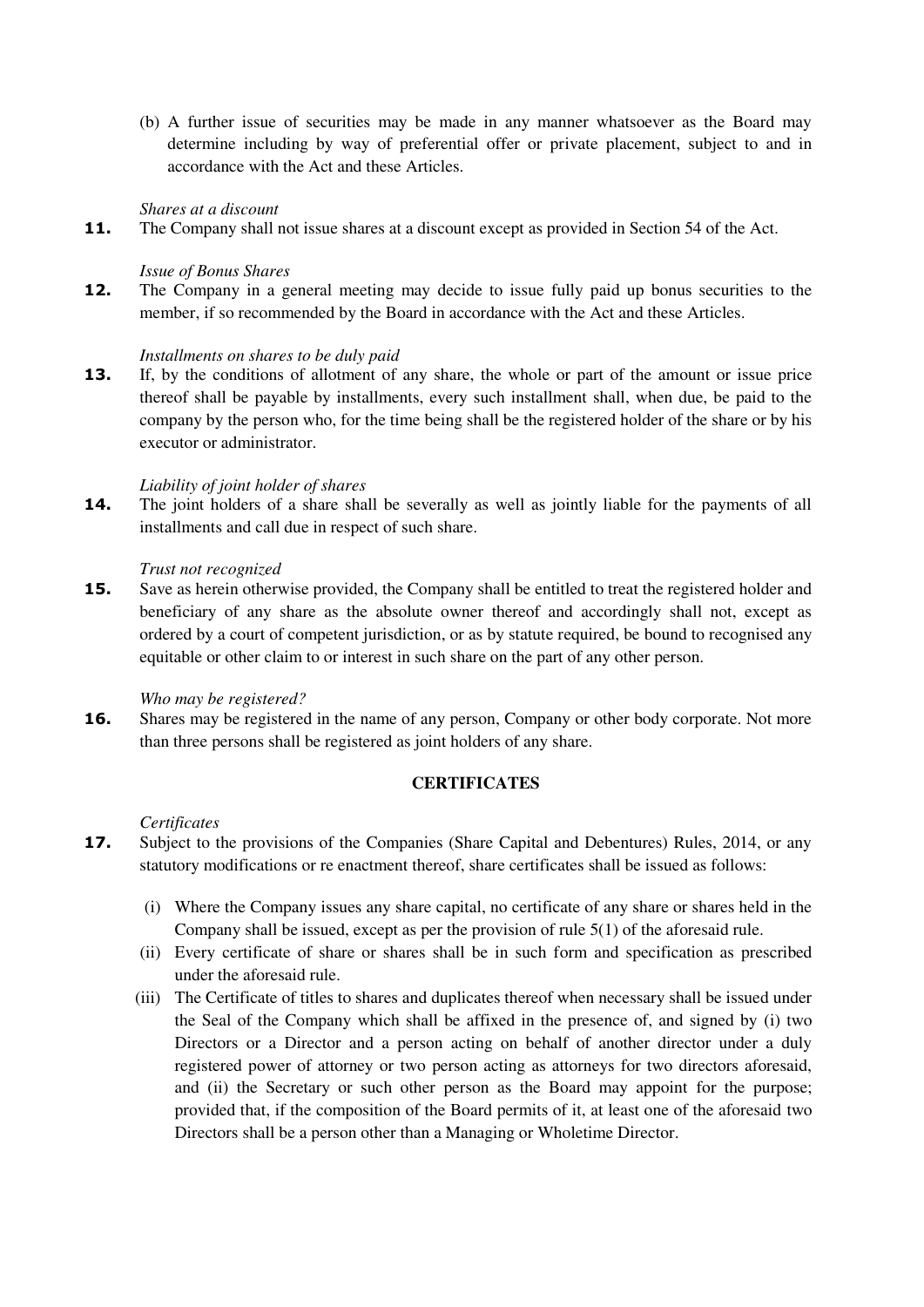(b) A further issue of securities may be made in any manner whatsoever as the Board may determine including by way of preferential offer or private placement, subject to and in accordance with the Act and these Articles.

*Shares at a discount*

**11.** The Company shall not issue shares at a discount except as provided in Section 54 of the Act.

*Issue of Bonus Shares*

**12.** The Company in a general meeting may decide to issue fully paid up bonus securities to the member, if so recommended by the Board in accordance with the Act and these Articles.

*Installments on shares to be duly paid*

**13.** If, by the conditions of allotment of any share, the whole or part of the amount or issue price thereof shall be payable by installments, every such installment shall, when due, be paid to the company by the person who, for the time being shall be the registered holder of the share or by his executor or administrator.

*Liability of joint holder of shares*

**14.** The joint holders of a share shall be severally as well as jointly liable for the payments of all installments and call due in respect of such share.

*Trust not recognized*

**15.** Save as herein otherwise provided, the Company shall be entitled to treat the registered holder and beneficiary of any share as the absolute owner thereof and accordingly shall not, except as ordered by a court of competent jurisdiction, or as by statute required, be bound to recognised any equitable or other claim to or interest in such share on the part of any other person.

*Who may be registered?*

**16.** Shares may be registered in the name of any person, Company or other body corporate. Not more than three persons shall be registered as joint holders of any share.

**CERTIFICATES**

*Certificates*

**17.** Subject to the provisions of the Companies (Share Capital and Debentures) Rules, 2014, or any statutory modifications or re enactment thereof, share certificates shall be issued as follows:

(i) Where the Company issues any share capital, no certificate of any share or shares held in the Company shall be issued, except as per the provision of rule 5(1) of the aforesaid rule.

(ii) Every certificate of share or shares shall be in such form and specification as prescribed under the aforesaid rule.

(iii) The Certificate of titles to shares and duplicates thereof when necessary shall be issued under the Seal of the Company which shall be affixed in the presence of, and signed by (i) two Directors or a Director and a person acting on behalf of another director under a duly registered power of attorney or two person acting as attorneys for two directors aforesaid, and (ii) the Secretary or such other person as the Board may appoint for the purpose; provided that, if the composition of the Board permits of it, at least one of the aforesaid two Directors shall be a person other than a Managing or Wholetime Director.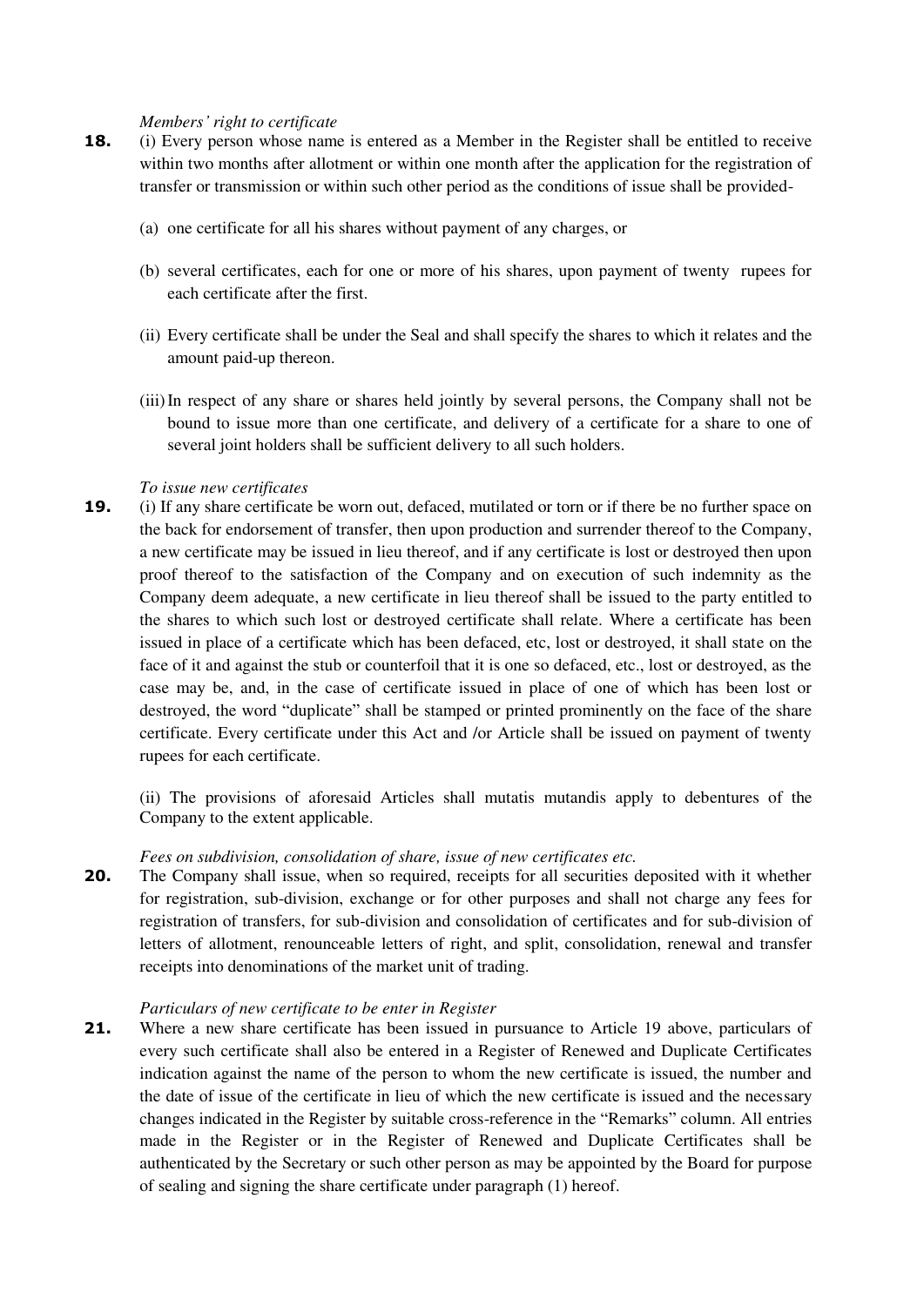*Members' right to certificate*

**18.** (i) Every person whose name is entered as a Member in the Register shall be entitled to receive within two months after allotment or within one month after the application for the registration of transfer or transmission or within such other period as the conditions of issue shall be provided-

(a) one certificate for all his shares without payment of any charges, or

(b) several certificates, each for one or more of his shares, upon payment of twenty rupees for each certificate after the first.

(ii) Every certificate shall be under the Seal and shall specify the shares to which it relates and the amount paid-up thereon.

(iii) In respect of any share or shares held jointly by several persons, the Company shall not be bound to issue more than one certificate, and delivery of a certificate for a share to one of several joint holders shall be sufficient delivery to all such holders.

*To issue new certificates*

**19.** (i) If any share certificate be worn out, defaced, mutilated or torn or if there be no further space on the back for endorsement of transfer, then upon production and surrender thereof to the Company, a new certificate may be issued in lieu thereof, and if any certificate is lost or destroyed then upon proof thereof to the satisfaction of the Company and on execution of such indemnity as the Company deem adequate, a new certificate in lieu thereof shall be issued to the party entitled to the shares to which such lost or destroyed certificate shall relate. Where a certificate has been issued in place of a certificate which has been defaced, etc, lost or destroyed, it shall state on the face of it and against the stub or counterfoil that it is one so defaced, etc., lost or destroyed, as the case may be, and, in the case of certificate issued in place of one of which has been lost or destroyed, the word "duplicate" shall be stamped or printed prominently on the face of the share certificate. Every certificate under this Act and /or Article shall be issued on payment of twenty rupees for each certificate.

(ii) The provisions of aforesaid Articles shall mutatis mutandis apply to debentures of the Company to the extent applicable.

*Fees on subdivision, consolidation of share, issue of new certificates etc.*

**20.** The Company shall issue, when so required, receipts for all securities deposited with it whether for registration, sub-division, exchange or for other purposes and shall not charge any fees for registration of transfers, for sub-division and consolidation of certificates and for sub-division of letters of allotment, renounceable letters of right, and split, consolidation, renewal and transfer receipts into denominations of the market unit of trading.

*Particulars of new certificate to be enter in Register*

**21.** Where a new share certificate has been issued in pursuance to Article 19 above, particulars of every such certificate shall also be entered in a Register of Renewed and Duplicate Certificates indication against the name of the person to whom the new certificate is issued, the number and the date of issue of the certificate in lieu of which the new certificate is issued and the necessary changes indicated in the Register by suitable cross-reference in the "Remarks" column. All entries made in the Register or in the Register of Renewed and Duplicate Certificates shall be authenticated by the Secretary or such other person as may be appointed by the Board for purpose of sealing and signing the share certificate under paragraph (1) hereof.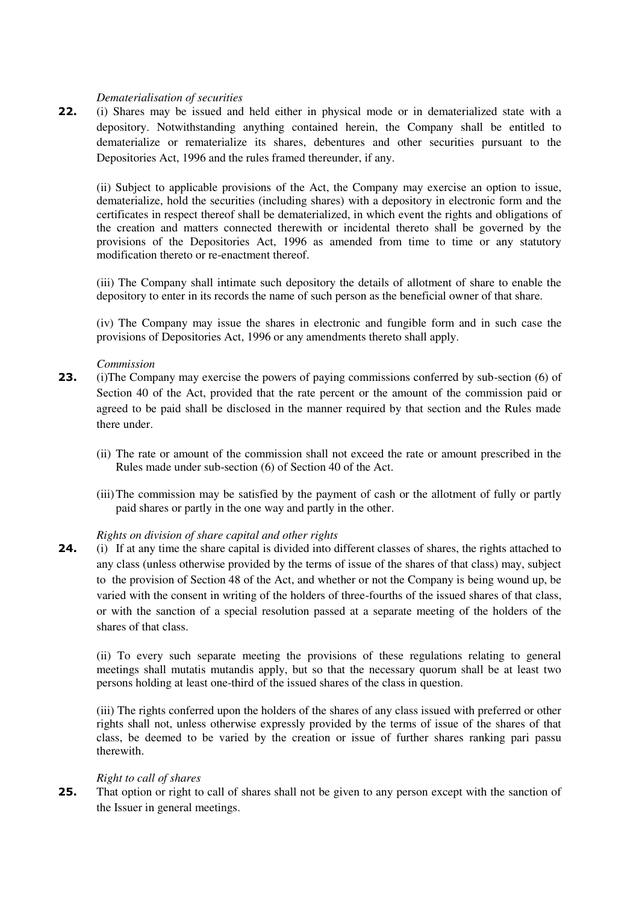*Dematerialisation of securities*

**22.** (i) Shares may be issued and held either in physical mode or in dematerialized state with a depository. Notwithstanding anything contained herein, the Company shall be entitled to dematerialize or rematerialize its shares, debentures and other securities pursuant to the Depositories Act, 1996 and the rules framed thereunder, if any.

(ii) Subject to applicable provisions of the Act, the Company may exercise an option to issue, dematerialize, hold the securities (including shares) with a depository in electronic form and the certificates in respect thereof shall be dematerialized, in which event the rights and obligations of the creation and matters connected therewith or incidental thereto shall be governed by the provisions of the Depositories Act, 1996 as amended from time to time or any statutory modification thereto or re-enactment thereof.

(iii) The Company shall intimate such depository the details of allotment of share to enable the depository to enter in its records the name of such person as the beneficial owner of that share.

(iv) The Company may issue the shares in electronic and fungible form and in such case the provisions of Depositories Act, 1996 or any amendments thereto shall apply.

*Commission*

**23.** (i)The Company may exercise the powers of paying commissions conferred by sub-section (6) of Section 40 of the Act, provided that the rate percent or the amount of the commission paid or agreed to be paid shall be disclosed in the manner required by that section and the Rules made there under.

(ii) The rate or amount of the commission shall not exceed the rate or amount prescribed in the Rules made under sub-section (6) of Section 40 of the Act.

(iii) The commission may be satisfied by the payment of cash or the allotment of fully or partly paid shares or partly in the one way and partly in the other.

*Rights on division of share capital and other rights*

**24.** (i) If at any time the share capital is divided into different classes of shares, the rights attached to any class (unless otherwise provided by the terms of issue of the shares of that class) may, subject to the provision of Section 48 of the Act, and whether or not the Company is being wound up, be varied with the consent in writing of the holders of three-fourths of the issued shares of that class, or with the sanction of a special resolution passed at a separate meeting of the holders of the shares of that class.

(ii) To every such separate meeting the provisions of these regulations relating to general meetings shall mutatis mutandis apply, but so that the necessary quorum shall be at least two persons holding at least one-third of the issued shares of the class in question.

(iii) The rights conferred upon the holders of the shares of any class issued with preferred or other rights shall not, unless otherwise expressly provided by the terms of issue of the shares of that class, be deemed to be varied by the creation or issue of further shares ranking pari passu therewith.

*Right to call of shares*

**25.** That option or right to call of shares shall not be given to any person except with the sanction of the Issuer in general meetings.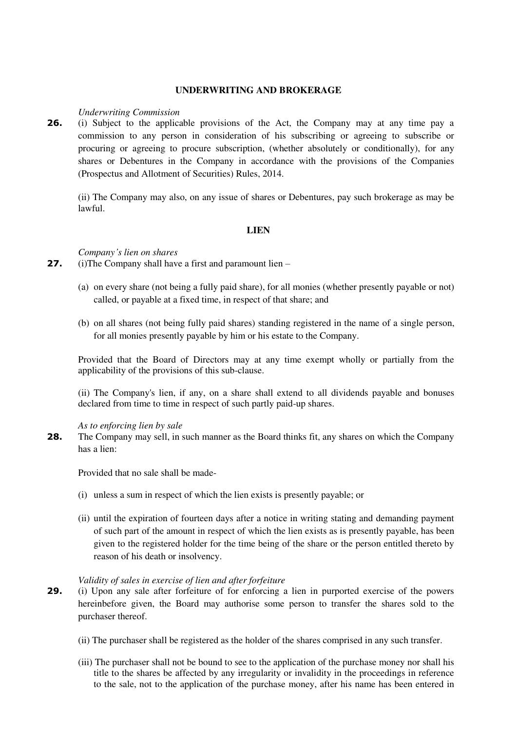## UNDERWRITING AND BROKERAGE

*Underwriting Commission*

**26.** (i) Subject to the applicable provisions of the Act, the Company may at any time pay a commission to any person in consideration of his subscribing or agreeing to subscribe or procuring or agreeing to procure subscription, (whether absolutely or conditionally), for any shares or Debentures in the Company in accordance with the provisions of the Companies (Prospectus and Allotment of Securities) Rules, 2014.

(ii) The Company may also, on any issue of shares or Debentures, pay such brokerage as may be lawful.

## LIEN

*Company's lien on shares*

**27.** (i)The Company shall have a first and paramount lien –

(a) on every share (not being a fully paid share), for all monies (whether presently payable or not) called, or payable at a fixed time, in respect of that share; and

(b) on all shares (not being fully paid shares) standing registered in the name of a single person, for all monies presently payable by him or his estate to the Company.

Provided that the Board of Directors may at any time exempt wholly or partially from the applicability of the provisions of this sub-clause.

(ii) The Company's lien, if any, on a share shall extend to all dividends payable and bonuses declared from time to time in respect of such partly paid-up shares.

*As to enforcing lien by sale*

**28.** The Company may sell, in such manner as the Board thinks fit, any shares on which the Company has a lien:

Provided that no sale shall be made-

(i) unless a sum in respect of which the lien exists is presently payable; or

(ii) until the expiration of fourteen days after a notice in writing stating and demanding payment of such part of the amount in respect of which the lien exists as is presently payable, has been given to the registered holder for the time being of the share or the person entitled thereto by reason of his death or insolvency.

*Validity of sales in exercise of lien and after forfeiture*

**29.** (i) Upon any sale after forfeiture of for enforcing a lien in purported exercise of the powers hereinbefore given, the Board may authorise some person to transfer the shares sold to the purchaser thereof.

(ii) The purchaser shall be registered as the holder of the shares comprised in any such transfer.

(iii) The purchaser shall not be bound to see to the application of the purchase money nor shall his title to the shares be affected by any irregularity or invalidity in the proceedings in reference to the sale, not to the application of the purchase money, after his name has been entered in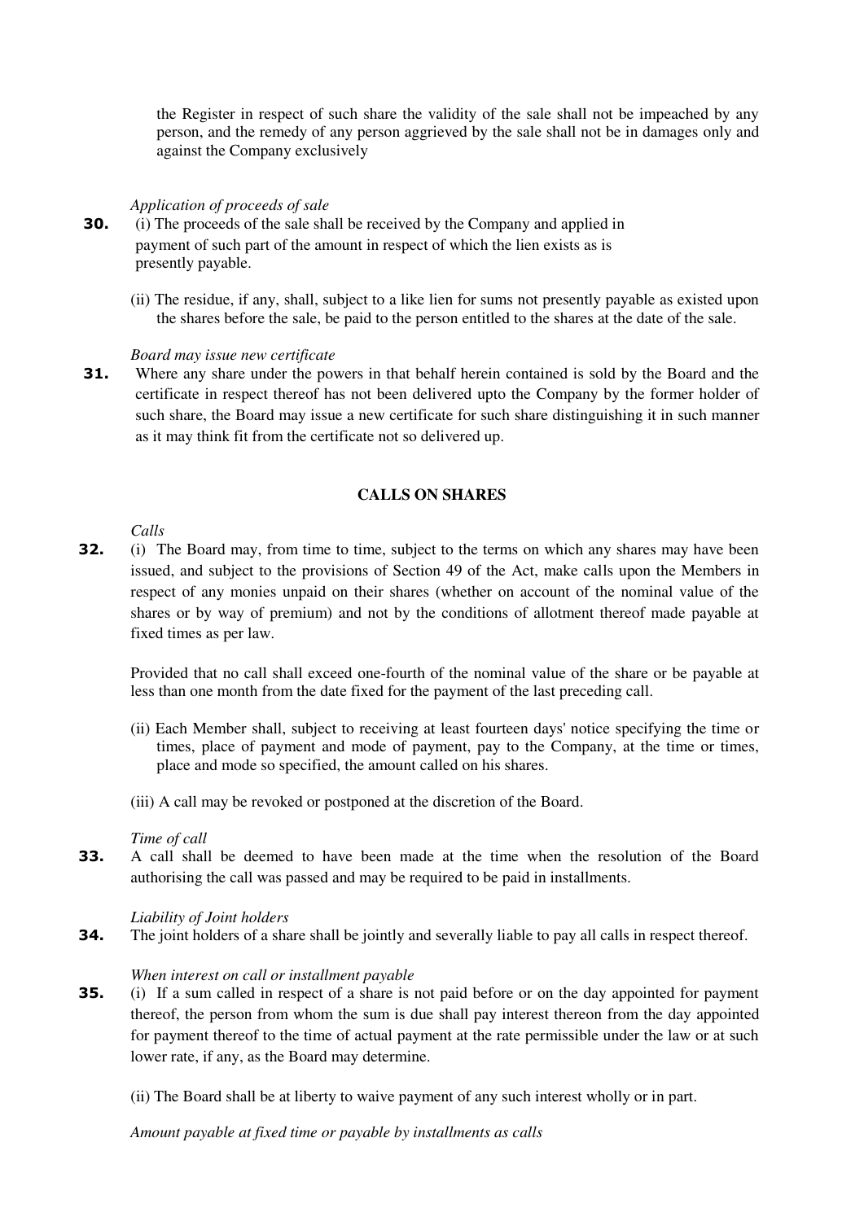the Register in respect of such share the validity of the sale shall not be impeached by any person, and the remedy of any person aggrieved by the sale shall not be in damages only and against the Company exclusively

*Application of proceeds of sale*

**30.** (i) The proceeds of the sale shall be received by the Company and applied in payment of such part of the amount in respect of which the lien exists as is presently payable.

(ii) The residue, if any, shall, subject to a like lien for sums not presently payable as existed upon the shares before the sale, be paid to the person entitled to the shares at the date of the sale.

*Board may issue new certificate*

**31.** Where any share under the powers in that behalf herein contained is sold by the Board and the certificate in respect thereof has not been delivered upto the Company by the former holder of such share, the Board may issue a new certificate for such share distinguishing it in such manner as it may think fit from the certificate not so delivered up.

## CALLS ON SHARES

*Calls*

**32.** (i) The Board may, from time to time, subject to the terms on which any shares may have been issued, and subject to the provisions of Section 49 of the Act, make calls upon the Members in respect of any monies unpaid on their shares (whether on account of the nominal value of the shares or by way of premium) and not by the conditions of allotment thereof made payable at fixed times as per law.

Provided that no call shall exceed one-fourth of the nominal value of the share or be payable at less than one month from the date fixed for the payment of the last preceding call.

(ii) Each Member shall, subject to receiving at least fourteen days' notice specifying the time or times, place of payment and mode of payment, pay to the Company, at the time or times, place and mode so specified, the amount called on his shares.

(iii) A call may be revoked or postponed at the discretion of the Board.

*Time of call*

**33.** A call shall be deemed to have been made at the time when the resolution of the Board authorising the call was passed and may be required to be paid in installments.

*Liability of Joint holders*

**34.** The joint holders of a share shall be jointly and severally liable to pay all calls in respect thereof.

*When interest on call or installment payable*

**35.** (i) If a sum called in respect of a share is not paid before or on the day appointed for payment thereof, the person from whom the sum is due shall pay interest thereon from the day appointed for payment thereof to the time of actual payment at the rate permissible under the law or at such lower rate, if any, as the Board may determine.

(ii) The Board shall be at liberty to waive payment of any such interest wholly or in part.

*Amount payable at fixed time or payable by installments as calls*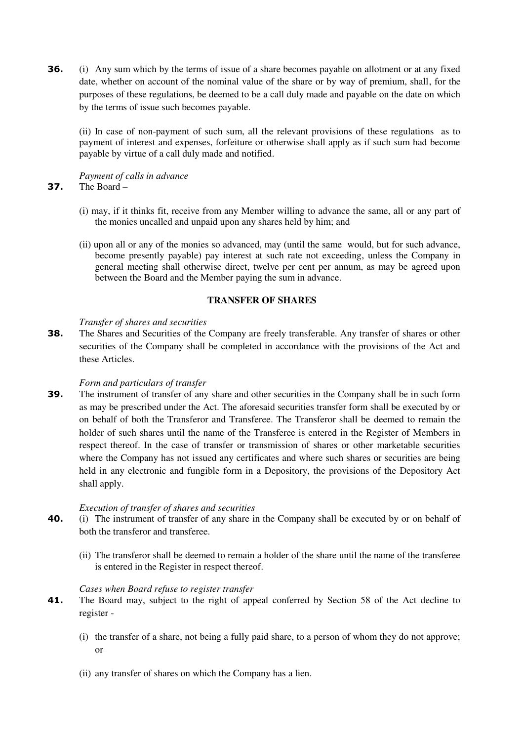**36.** (i) Any sum which by the terms of issue of a share becomes payable on allotment or at any fixed date, whether on account of the nominal value of the share or by way of premium, shall, for the purposes of these regulations, be deemed to be a call duly made and payable on the date on which by the terms of issue such becomes payable.

(ii) In case of non-payment of such sum, all the relevant provisions of these regulations as to payment of interest and expenses, forfeiture or otherwise shall apply as if such sum had become payable by virtue of a call duly made and notified.

*Payment of calls in advance*

**37.** The Board –

(i) may, if it thinks fit, receive from any Member willing to advance the same, all or any part of the monies uncalled and unpaid upon any shares held by him; and

(ii) upon all or any of the monies so advanced, may (until the same would, but for such advance, become presently payable) pay interest at such rate not exceeding, unless the Company in general meeting shall otherwise direct, twelve per cent per annum, as may be agreed upon between the Board and the Member paying the sum in advance.

**TRANSFER OF SHARES**

*Transfer of shares and securities*

**38.** The Shares and Securities of the Company are freely transferable. Any transfer of shares or other securities of the Company shall be completed in accordance with the provisions of the Act and these Articles.

*Form and particulars of transfer*

**39.** The instrument of transfer of any share and other securities in the Company shall be in such form as may be prescribed under the Act. The aforesaid securities transfer form shall be executed by or on behalf of both the Transferor and Transferee. The Transferor shall be deemed to remain the holder of such shares until the name of the Transferee is entered in the Register of Members in respect thereof. In the case of transfer or transmission of shares or other marketable securities where the Company has not issued any certificates and where such shares or securities are being held in any electronic and fungible form in a Depository, the provisions of the Depository Act shall apply.

*Execution of transfer of shares and securities*

**40.** (i) The instrument of transfer of any share in the Company shall be executed by or on behalf of both the transferor and transferee.

(ii) The transferor shall be deemed to remain a holder of the share until the name of the transferee is entered in the Register in respect thereof.

*Cases when Board refuse to register transfer*

**41.** The Board may, subject to the right of appeal conferred by Section 58 of the Act decline to register -

(i) the transfer of a share, not being a fully paid share, to a person of whom they do not approve; or

(ii) any transfer of shares on which the Company has a lien.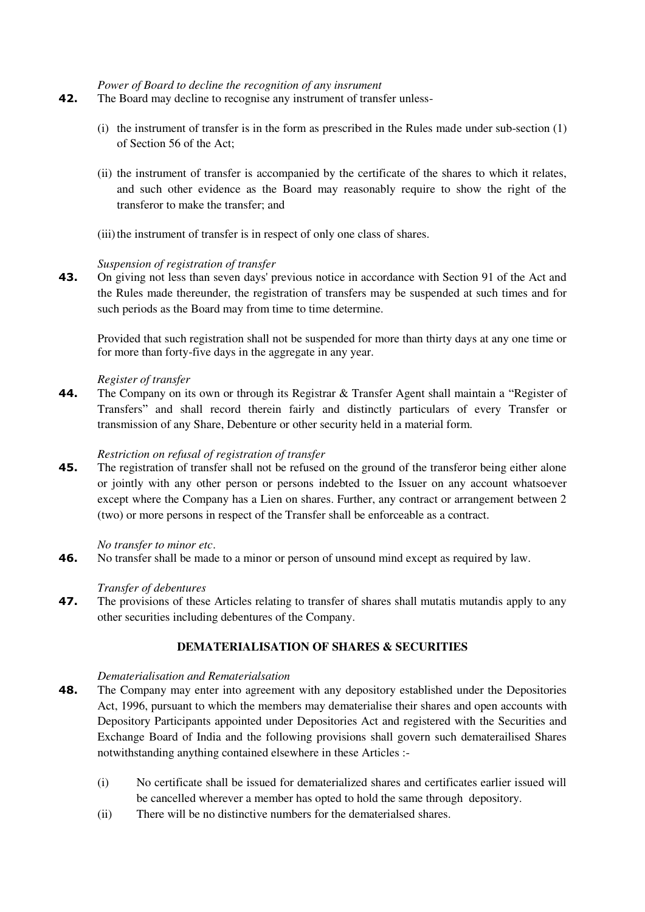*Power of Board to decline the recognition of any insrument*

**42.** The Board may decline to recognise any instrument of transfer unless-

(i) the instrument of transfer is in the form as prescribed in the Rules made under sub-section (1) of Section 56 of the Act;

(ii) the instrument of transfer is accompanied by the certificate of the shares to which it relates, and such other evidence as the Board may reasonably require to show the right of the transferor to make the transfer; and

(iii) the instrument of transfer is in respect of only one class of shares.

*Suspension of registration of transfer*

**43.** On giving not less than seven days' previous notice in accordance with Section 91 of the Act and the Rules made thereunder, the registration of transfers may be suspended at such times and for such periods as the Board may from time to time determine.

Provided that such registration shall not be suspended for more than thirty days at any one time or for more than forty-five days in the aggregate in any year.

*Register of transfer*

**44.** The Company on its own or through its Registrar & Transfer Agent shall maintain a "Register of Transfers" and shall record therein fairly and distinctly particulars of every Transfer or transmission of any Share, Debenture or other security held in a material form.

*Restriction on refusal of registration of transfer*

**45.** The registration of transfer shall not be refused on the ground of the transferor being either alone or jointly with any other person or persons indebted to the Issuer on any account whatsoever except where the Company has a Lien on shares. Further, any contract or arrangement between 2 (two) or more persons in respect of the Transfer shall be enforceable as a contract.

*No transfer to minor etc.*

**46.** No transfer shall be made to a minor or person of unsound mind except as required by law.

*Transfer of debentures*

**47.** The provisions of these Articles relating to transfer of shares shall mutatis mutandis apply to any other securities including debentures of the Company.

## DEMATERIALISATION OF SHARES & SECURITIES

*Dematerialisation and Rematerialsation*

**48.** The Company may enter into agreement with any depository established under the Depositories Act, 1996, pursuant to which the members may dematerialise their shares and open accounts with Depository Participants appointed under Depositories Act and registered with the Securities and Exchange Board of India and the following provisions shall govern such dematerailised Shares notwithstanding anything contained elsewhere in these Articles :-

(i) No certificate shall be issued for dematerialized shares and certificates earlier issued will be cancelled wherever a member has opted to hold the same through depository.

(ii) There will be no distinctive numbers for the dematerialsed shares.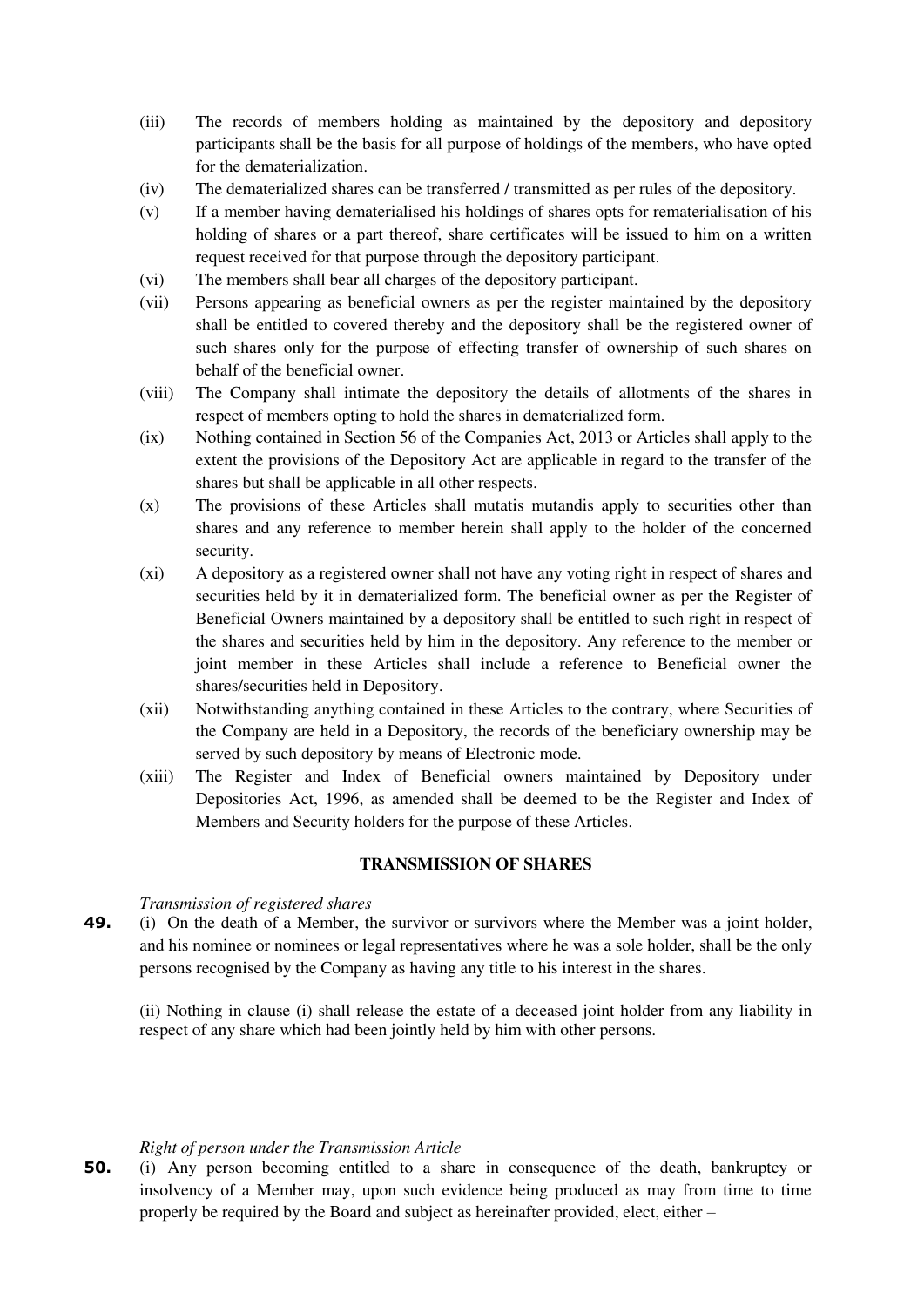(iii) The records of members holding as maintained by the depository and depository participants shall be the basis for all purpose of holdings of the members, who have opted for the dematerialization.

(iv) The dematerialized shares can be transferred / transmitted as per rules of the depository.

(v) If a member having dematerialised his holdings of shares opts for rematerialisation of his holding of shares or a part thereof, share certificates will be issued to him on a written request received for that purpose through the depository participant.

(vi) The members shall bear all charges of the depository participant.

(vii) Persons appearing as beneficial owners as per the register maintained by the depository shall be entitled to covered thereby and the depository shall be the registered owner of such shares only for the purpose of effecting transfer of ownership of such shares on behalf of the beneficial owner.

(viii) The Company shall intimate the depository the details of allotments of the shares in respect of members opting to hold the shares in dematerialized form.

(ix) Nothing contained in Section 56 of the Companies Act, 2013 or Articles shall apply to the extent the provisions of the Depository Act are applicable in regard to the transfer of the shares but shall be applicable in all other respects.

(x) The provisions of these Articles shall mutatis mutandis apply to securities other than shares and any reference to member herein shall apply to the holder of the concerned security.

(xi) A depository as a registered owner shall not have any voting right in respect of shares and securities held by it in dematerialized form. The beneficial owner as per the Register of Beneficial Owners maintained by a depository shall be entitled to such right in respect of the shares and securities held by him in the depository. Any reference to the member or joint member in these Articles shall include a reference to Beneficial owner the shares/securities held in Depository.

(xii) Notwithstanding anything contained in these Articles to the contrary, where Securities of the Company are held in a Depository, the records of the beneficiary ownership may be served by such depository by means of Electronic mode.

(xiii) The Register and Index of Beneficial owners maintained by Depository under Depositories Act, 1996, as amended shall be deemed to be the Register and Index of Members and Security holders for the purpose of these Articles.

## TRANSMISSION OF SHARES

*Transmission of registered shares*

**49.** (i) On the death of a Member, the survivor or survivors where the Member was a joint holder, and his nominee or nominees or legal representatives where he was a sole holder, shall be the only persons recognised by the Company as having any title to his interest in the shares.

(ii) Nothing in clause (i) shall release the estate of a deceased joint holder from any liability in respect of any share which had been jointly held by him with other persons.

*Right of person under the Transmission Article*

**50.** (i) Any person becoming entitled to a share in consequence of the death, bankruptcy or insolvency of a Member may, upon such evidence being produced as may from time to time properly be required by the Board and subject as hereinafter provided, elect, either –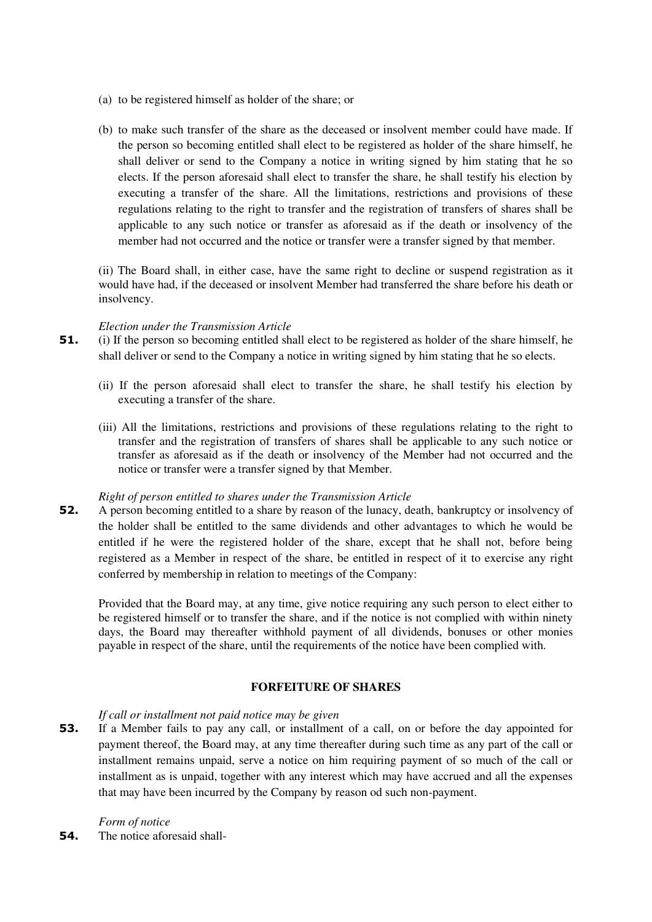(a) to be registered himself as holder of the share; or

(b) to make such transfer of the share as the deceased or insolvent member could have made. If the person so becoming entitled shall elect to be registered as holder of the share himself, he shall deliver or send to the Company a notice in writing signed by him stating that he so elects. If the person aforesaid shall elect to transfer the share, he shall testify his election by executing a transfer of the share. All the limitations, restrictions and provisions of these regulations relating to the right to transfer and the registration of transfers of shares shall be applicable to any such notice or transfer as aforesaid as if the death or insolvency of the member had not occurred and the notice or transfer were a transfer signed by that member.

(ii) The Board shall, in either case, have the same right to decline or suspend registration as it would have had, if the deceased or insolvent Member had transferred the share before his death or insolvency.

*Election under the Transmission Article*

**51.** (i) If the person so becoming entitled shall elect to be registered as holder of the share himself, he shall deliver or send to the Company a notice in writing signed by him stating that he so elects.

(ii) If the person aforesaid shall elect to transfer the share, he shall testify his election by executing a transfer of the share.

(iii) All the limitations, restrictions and provisions of these regulations relating to the right to transfer and the registration of transfers of shares shall be applicable to any such notice or transfer as aforesaid as if the death or insolvency of the Member had not occurred and the notice or transfer were a transfer signed by that Member.

*Right of person entitled to shares under the Transmission Article*

**52.** A person becoming entitled to a share by reason of the lunacy, death, bankruptcy or insolvency of the holder shall be entitled to the same dividends and other advantages to which he would be entitled if he were the registered holder of the share, except that he shall not, before being registered as a Member in respect of the share, be entitled in respect of it to exercise any right conferred by membership in relation to meetings of the Company:

Provided that the Board may, at any time, give notice requiring any such person to elect either to be registered himself or to transfer the share, and if the notice is not complied with within ninety days, the Board may thereafter withhold payment of all dividends, bonuses or other monies payable in respect of the share, until the requirements of the notice have been complied with.

## FORFEITURE OF SHARES

*If call or installment not paid notice may be given*

**53.** If a Member fails to pay any call, or installment of a call, on or before the day appointed for payment thereof, the Board may, at any time thereafter during such time as any part of the call or installment remains unpaid, serve a notice on him requiring payment of so much of the call or installment as is unpaid, together with any interest which may have accrued and all the expenses that may have been incurred by the Company by reason od such non-payment.

*Form of notice*

**54.** The notice aforesaid shall-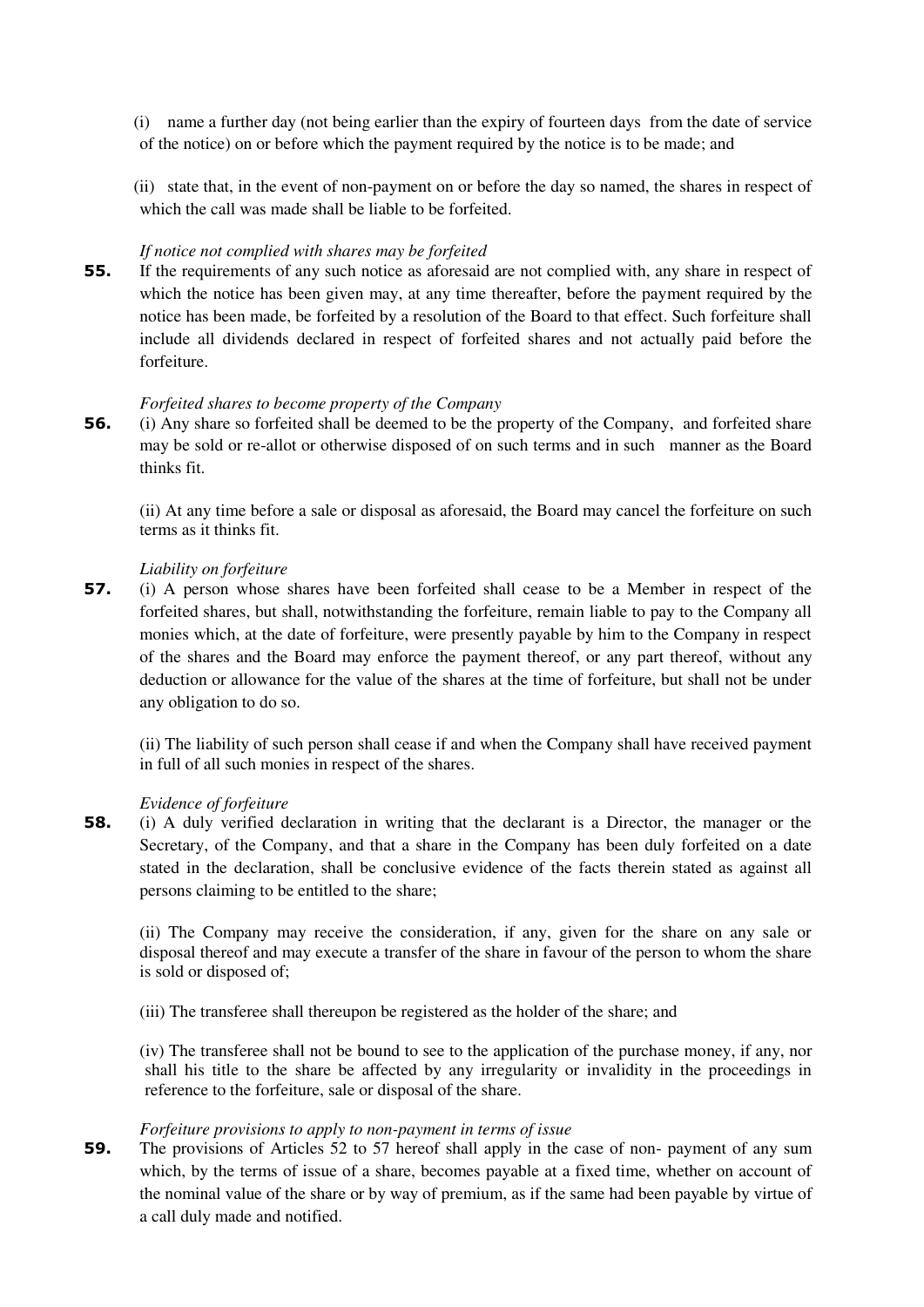(i) name a further day (not being earlier than the expiry of fourteen days from the date of service of the notice) on or before which the payment required by the notice is to be made; and

(ii) state that, in the event of non-payment on or before the day so named, the shares in respect of which the call was made shall be liable to be forfeited.

*If notice not complied with shares may be forfeited*

**55.** If the requirements of any such notice as aforesaid are not complied with, any share in respect of which the notice has been given may, at any time thereafter, before the payment required by the notice has been made, be forfeited by a resolution of the Board to that effect. Such forfeiture shall include all dividends declared in respect of forfeited shares and not actually paid before the forfeiture.

*Forfeited shares to become property of the Company*

**56.** (i) Any share so forfeited shall be deemed to be the property of the Company, and forfeited share may be sold or re-allot or otherwise disposed of on such terms and in such manner as the Board thinks fit.

(ii) At any time before a sale or disposal as aforesaid, the Board may cancel the forfeiture on such terms as it thinks fit.

*Liability on forfeiture*

**57.** (i) A person whose shares have been forfeited shall cease to be a Member in respect of the forfeited shares, but shall, notwithstanding the forfeiture, remain liable to pay to the Company all monies which, at the date of forfeiture, were presently payable by him to the Company in respect of the shares and the Board may enforce the payment thereof, or any part thereof, without any deduction or allowance for the value of the shares at the time of forfeiture, but shall not be under any obligation to do so.

(ii) The liability of such person shall cease if and when the Company shall have received payment in full of all such monies in respect of the shares.

*Evidence of forfeiture*

**58.** (i) A duly verified declaration in writing that the declarant is a Director, the manager or the Secretary, of the Company, and that a share in the Company has been duly forfeited on a date stated in the declaration, shall be conclusive evidence of the facts therein stated as against all persons claiming to be entitled to the share;

(ii) The Company may receive the consideration, if any, given for the share on any sale or disposal thereof and may execute a transfer of the share in favour of the person to whom the share is sold or disposed of;

(iii) The transferee shall thereupon be registered as the holder of the share; and

(iv) The transferee shall not be bound to see to the application of the purchase money, if any, nor shall his title to the share be affected by any irregularity or invalidity in the proceedings in reference to the forfeiture, sale or disposal of the share.

*Forfeiture provisions to apply to non-payment in terms of issue*

**59.** The provisions of Articles 52 to 57 hereof shall apply in the case of non- payment of any sum which, by the terms of issue of a share, becomes payable at a fixed time, whether on account of the nominal value of the share or by way of premium, as if the same had been payable by virtue of a call duly made and notified.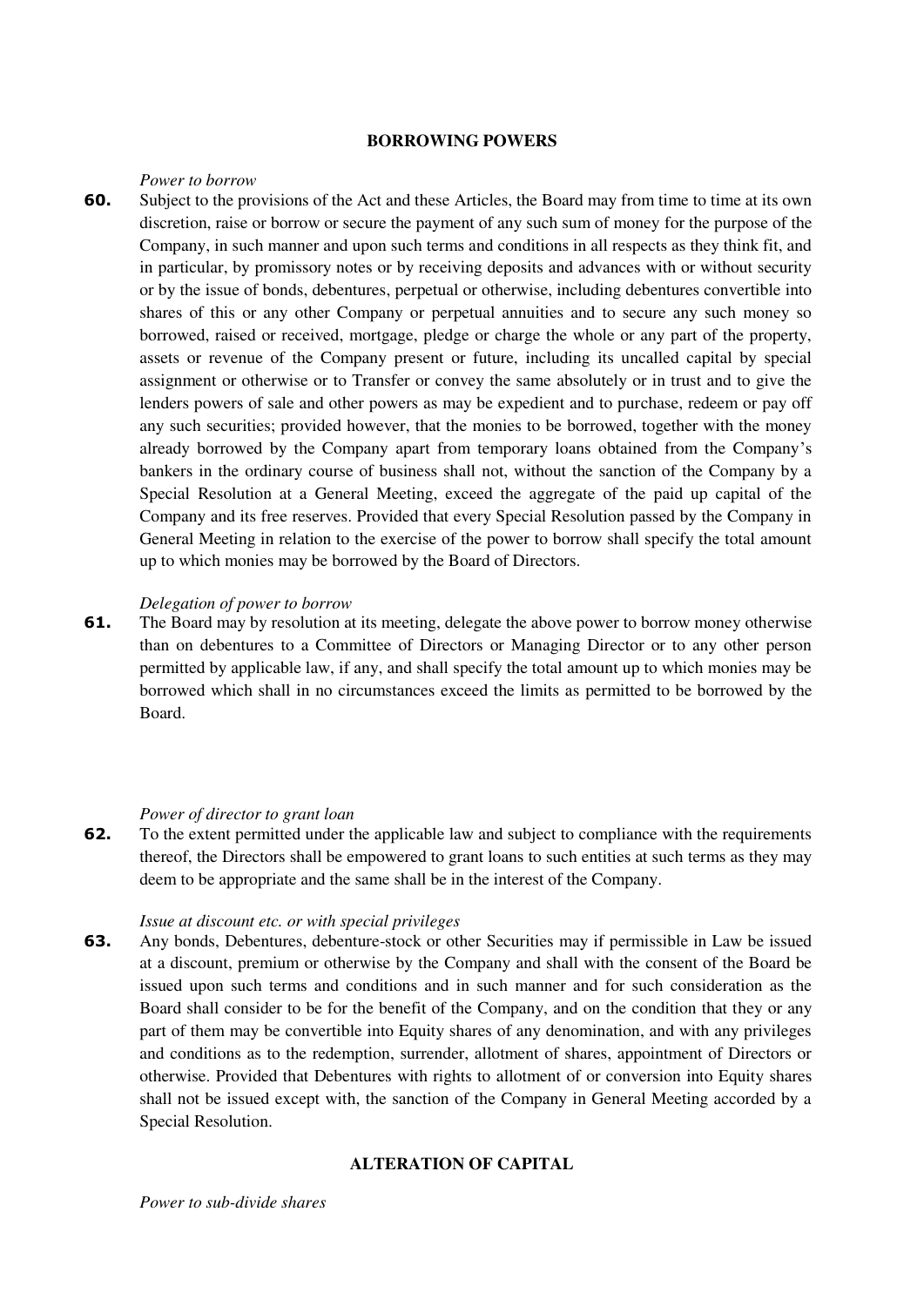## BORROWING POWERS

*Power to borrow*

**60.** Subject to the provisions of the Act and these Articles, the Board may from time to time at its own discretion, raise or borrow or secure the payment of any such sum of money for the purpose of the Company, in such manner and upon such terms and conditions in all respects as they think fit, and in particular, by promissory notes or by receiving deposits and advances with or without security or by the issue of bonds, debentures, perpetual or otherwise, including debentures convertible into shares of this or any other Company or perpetual annuities and to secure any such money so borrowed, raised or received, mortgage, pledge or charge the whole or any part of the property, assets or revenue of the Company present or future, including its uncalled capital by special assignment or otherwise or to Transfer or convey the same absolutely or in trust and to give the lenders powers of sale and other powers as may be expedient and to purchase, redeem or pay off any such securities; provided however, that the monies to be borrowed, together with the money already borrowed by the Company apart from temporary loans obtained from the Company's bankers in the ordinary course of business shall not, without the sanction of the Company by a Special Resolution at a General Meeting, exceed the aggregate of the paid up capital of the Company and its free reserves. Provided that every Special Resolution passed by the Company in General Meeting in relation to the exercise of the power to borrow shall specify the total amount up to which monies may be borrowed by the Board of Directors.

*Delegation of power to borrow*

**61.** The Board may by resolution at its meeting, delegate the above power to borrow money otherwise than on debentures to a Committee of Directors or Managing Director or to any other person permitted by applicable law, if any, and shall specify the total amount up to which monies may be borrowed which shall in no circumstances exceed the limits as permitted to be borrowed by the Board.

*Power of director to grant loan*

**62.** To the extent permitted under the applicable law and subject to compliance with the requirements thereof, the Directors shall be empowered to grant loans to such entities at such terms as they may deem to be appropriate and the same shall be in the interest of the Company.

*Issue at discount etc. or with special privileges*

**63.** Any bonds, Debentures, debenture-stock or other Securities may if permissible in Law be issued at a discount, premium or otherwise by the Company and shall with the consent of the Board be issued upon such terms and conditions and in such manner and for such consideration as the Board shall consider to be for the benefit of the Company, and on the condition that they or any part of them may be convertible into Equity shares of any denomination, and with any privileges and conditions as to the redemption, surrender, allotment of shares, appointment of Directors or otherwise. Provided that Debentures with rights to allotment of or conversion into Equity shares shall not be issued except with, the sanction of the Company in General Meeting accorded by a Special Resolution.

## ALTERATION OF CAPITAL

*Power to sub-divide shares*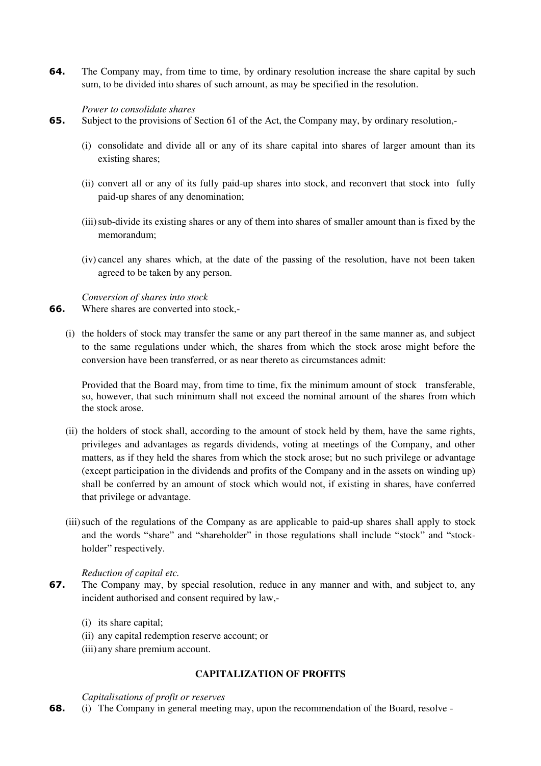**64.** The Company may, from time to time, by ordinary resolution increase the share capital by such sum, to be divided into shares of such amount, as may be specified in the resolution.

*Power to consolidate shares*

**65.** Subject to the provisions of Section 61 of the Act, the Company may, by ordinary resolution,-

(i) consolidate and divide all or any of its share capital into shares of larger amount than its existing shares;

(ii) convert all or any of its fully paid-up shares into stock, and reconvert that stock into fully paid-up shares of any denomination;

(iii) sub-divide its existing shares or any of them into shares of smaller amount than is fixed by the memorandum;

(iv) cancel any shares which, at the date of the passing of the resolution, have not been taken agreed to be taken by any person.

*Conversion of shares into stock*

**66.** Where shares are converted into stock,-

(i) the holders of stock may transfer the same or any part thereof in the same manner as, and subject to the same regulations under which, the shares from which the stock arose might before the conversion have been transferred, or as near thereto as circumstances admit:

Provided that the Board may, from time to time, fix the minimum amount of stock transferable, so, however, that such minimum shall not exceed the nominal amount of the shares from which the stock arose.

(ii) the holders of stock shall, according to the amount of stock held by them, have the same rights, privileges and advantages as regards dividends, voting at meetings of the Company, and other matters, as if they held the shares from which the stock arose; but no such privilege or advantage (except participation in the dividends and profits of the Company and in the assets on winding up) shall be conferred by an amount of stock which would not, if existing in shares, have conferred that privilege or advantage.

(iii) such of the regulations of the Company as are applicable to paid-up shares shall apply to stock and the words "share" and "shareholder" in those regulations shall include "stock" and "stock-holder" respectively.

*Reduction of capital etc.*

**67.** The Company may, by special resolution, reduce in any manner and with, and subject to, any incident authorised and consent required by law,-

(i) its share capital;
(ii) any capital redemption reserve account; or
(iii) any share premium account.

## CAPITALIZATION OF PROFITS

*Capitalisations of profit or reserves*

**68.** (i) The Company in general meeting may, upon the recommendation of the Board, resolve -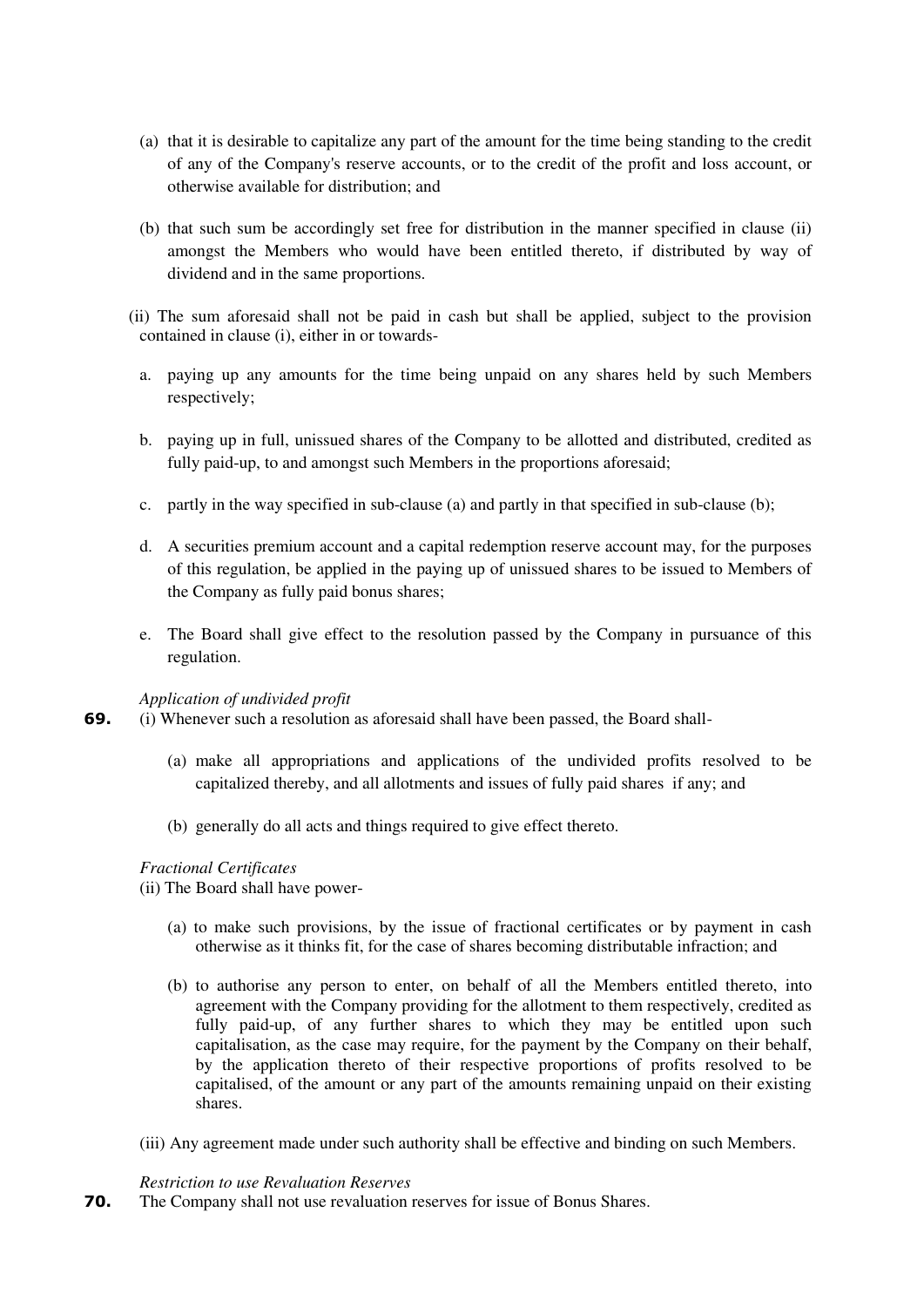(a) that it is desirable to capitalize any part of the amount for the time being standing to the credit of any of the Company's reserve accounts, or to the credit of the profit and loss account, or otherwise available for distribution; and

(b) that such sum be accordingly set free for distribution in the manner specified in clause (ii) amongst the Members who would have been entitled thereto, if distributed by way of dividend and in the same proportions.

(ii) The sum aforesaid shall not be paid in cash but shall be applied, subject to the provision contained in clause (i), either in or towards-

a. paying up any amounts for the time being unpaid on any shares held by such Members respectively;

b. paying up in full, unissued shares of the Company to be allotted and distributed, credited as fully paid-up, to and amongst such Members in the proportions aforesaid;

c. partly in the way specified in sub-clause (a) and partly in that specified in sub-clause (b);

d. A securities premium account and a capital redemption reserve account may, for the purposes of this regulation, be applied in the paying up of unissued shares to be issued to Members of the Company as fully paid bonus shares;

e. The Board shall give effect to the resolution passed by the Company in pursuance of this regulation.

*Application of undivided profit*

**69.** (i) Whenever such a resolution as aforesaid shall have been passed, the Board shall-

(a) make all appropriations and applications of the undivided profits resolved to be capitalized thereby, and all allotments and issues of fully paid shares if any; and

(b) generally do all acts and things required to give effect thereto.

*Fractional Certificates*

(ii) The Board shall have power-

(a) to make such provisions, by the issue of fractional certificates or by payment in cash otherwise as it thinks fit, for the case of shares becoming distributable infraction; and

(b) to authorise any person to enter, on behalf of all the Members entitled thereto, into agreement with the Company providing for the allotment to them respectively, credited as fully paid-up, of any further shares to which they may be entitled upon such capitalisation, as the case may require, for the payment by the Company on their behalf, by the application thereto of their respective proportions of profits resolved to be capitalised, of the amount or any part of the amounts remaining unpaid on their existing shares.

(iii) Any agreement made under such authority shall be effective and binding on such Members.

*Restriction to use Revaluation Reserves*

**70.** The Company shall not use revaluation reserves for issue of Bonus Shares.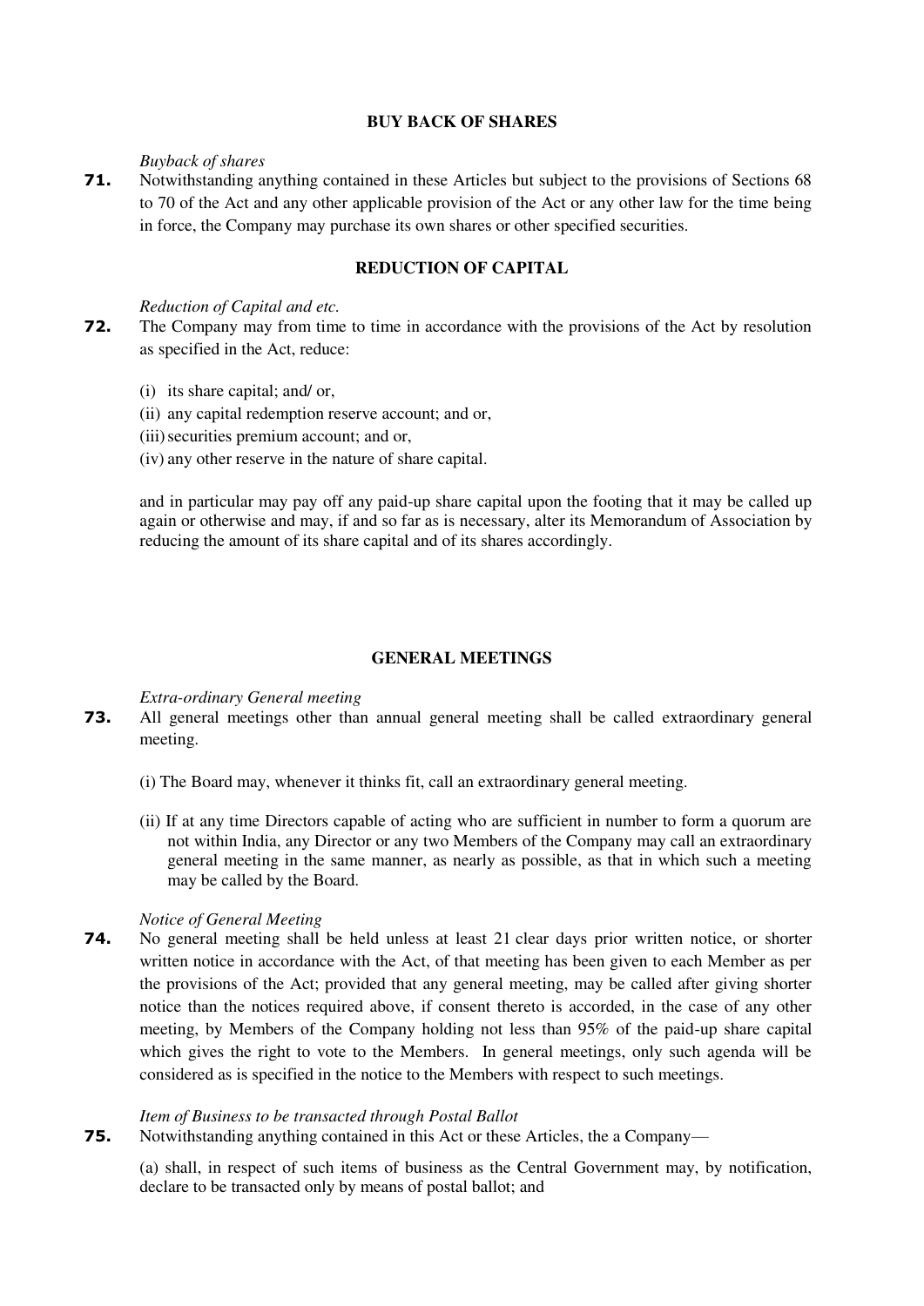## BUY BACK OF SHARES

*Buyback of shares*

**71.** Notwithstanding anything contained in these Articles but subject to the provisions of Sections 68 to 70 of the Act and any other applicable provision of the Act or any other law for the time being in force, the Company may purchase its own shares or other specified securities.

## REDUCTION OF CAPITAL

*Reduction of Capital and etc.*

**72.** The Company may from time to time in accordance with the provisions of the Act by resolution as specified in the Act, reduce:

(i) its share capital; and/ or,
(ii) any capital redemption reserve account; and or,
(iii) securities premium account; and or,
(iv) any other reserve in the nature of share capital.

and in particular may pay off any paid-up share capital upon the footing that it may be called up again or otherwise and may, if and so far as is necessary, alter its Memorandum of Association by reducing the amount of its share capital and of its shares accordingly.

## GENERAL MEETINGS

*Extra-ordinary General meeting*

**73.** All general meetings other than annual general meeting shall be called extraordinary general meeting.

(i) The Board may, whenever it thinks fit, call an extraordinary general meeting.

(ii) If at any time Directors capable of acting who are sufficient in number to form a quorum are not within India, any Director or any two Members of the Company may call an extraordinary general meeting in the same manner, as nearly as possible, as that in which such a meeting may be called by the Board.

*Notice of General Meeting*

**74.** No general meeting shall be held unless at least 21 clear days prior written notice, or shorter written notice in accordance with the Act, of that meeting has been given to each Member as per the provisions of the Act; provided that any general meeting, may be called after giving shorter notice than the notices required above, if consent thereto is accorded, in the case of any other meeting, by Members of the Company holding not less than 95% of the paid-up share capital which gives the right to vote to the Members. In general meetings, only such agenda will be considered as is specified in the notice to the Members with respect to such meetings.

*Item of Business to be transacted through Postal Ballot*

**75.** Notwithstanding anything contained in this Act or these Articles, the a Company—

(a) shall, in respect of such items of business as the Central Government may, by notification, declare to be transacted only by means of postal ballot; and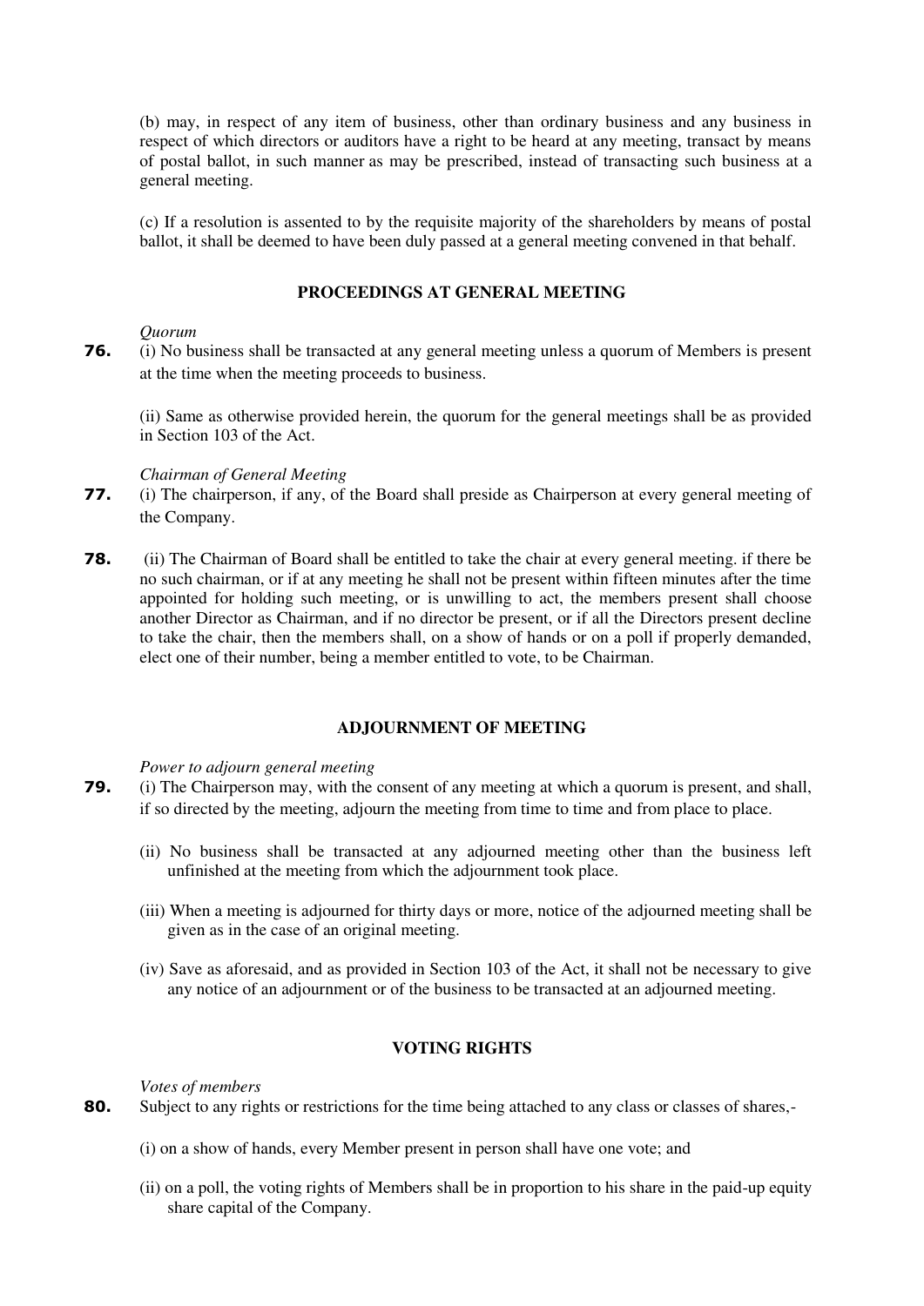(b) may, in respect of any item of business, other than ordinary business and any business in respect of which directors or auditors have a right to be heard at any meeting, transact by means of postal ballot, in such manner as may be prescribed, instead of transacting such business at a general meeting.

(c) If a resolution is assented to by the requisite majority of the shareholders by means of postal ballot, it shall be deemed to have been duly passed at a general meeting convened in that behalf.

## PROCEEDINGS AT GENERAL MEETING

*Quorum*

**76.** (i) No business shall be transacted at any general meeting unless a quorum of Members is present at the time when the meeting proceeds to business.

(ii) Same as otherwise provided herein, the quorum for the general meetings shall be as provided in Section 103 of the Act.

*Chairman of General Meeting*

**77.** (i) The chairperson, if any, of the Board shall preside as Chairperson at every general meeting of the Company.

**78.** (ii) The Chairman of Board shall be entitled to take the chair at every general meeting. if there be no such chairman, or if at any meeting he shall not be present within fifteen minutes after the time appointed for holding such meeting, or is unwilling to act, the members present shall choose another Director as Chairman, and if no director be present, or if all the Directors present decline to take the chair, then the members shall, on a show of hands or on a poll if properly demanded, elect one of their number, being a member entitled to vote, to be Chairman.

## ADJOURNMENT OF MEETING

*Power to adjourn general meeting*

**79.** (i) The Chairperson may, with the consent of any meeting at which a quorum is present, and shall, if so directed by the meeting, adjourn the meeting from time to time and from place to place.

(ii) No business shall be transacted at any adjourned meeting other than the business left unfinished at the meeting from which the adjournment took place.

(iii) When a meeting is adjourned for thirty days or more, notice of the adjourned meeting shall be given as in the case of an original meeting.

(iv) Save as aforesaid, and as provided in Section 103 of the Act, it shall not be necessary to give any notice of an adjournment or of the business to be transacted at an adjourned meeting.

## VOTING RIGHTS

*Votes of members*

**80.** Subject to any rights or restrictions for the time being attached to any class or classes of shares,-

(i) on a show of hands, every Member present in person shall have one vote; and

(ii) on a poll, the voting rights of Members shall be in proportion to his share in the paid-up equity share capital of the Company.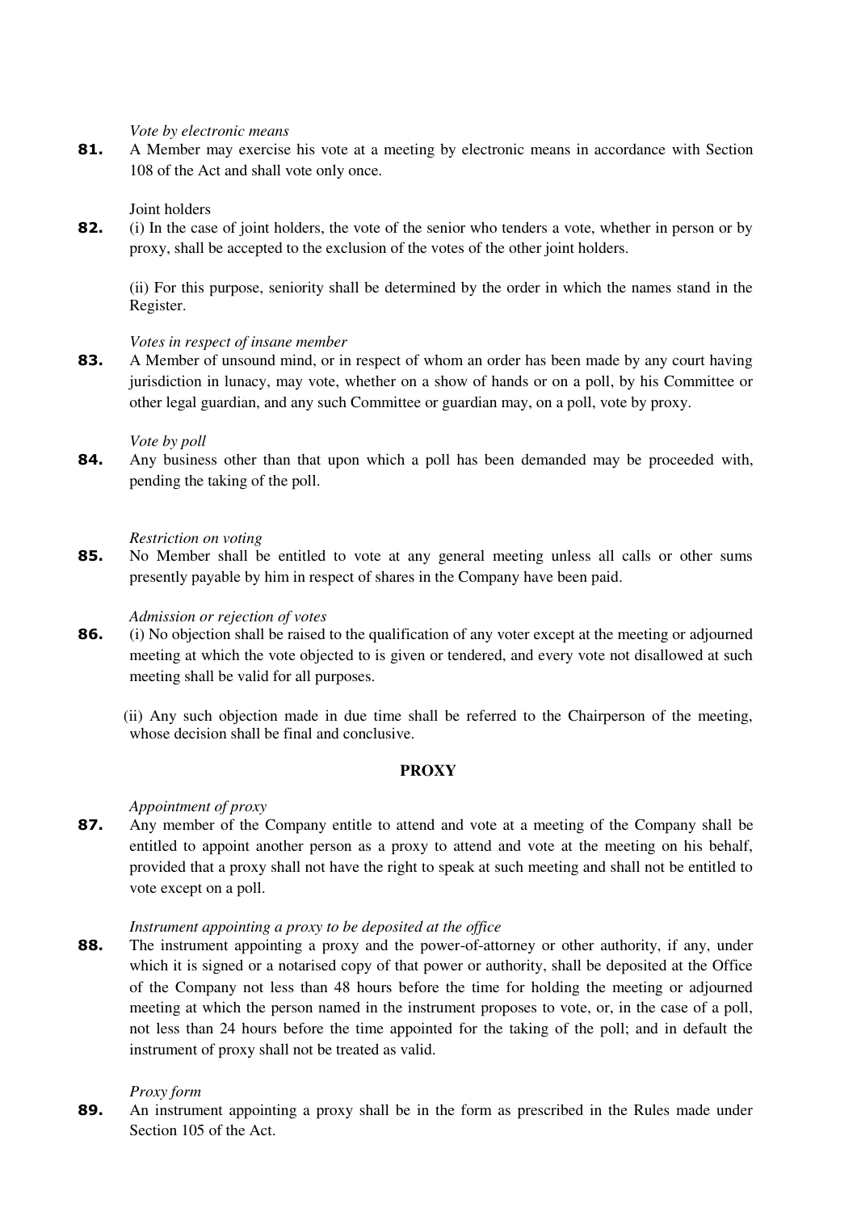*Vote by electronic means*

**81.** A Member may exercise his vote at a meeting by electronic means in accordance with Section 108 of the Act and shall vote only once.

Joint holders

**82.** (i) In the case of joint holders, the vote of the senior who tenders a vote, whether in person or by proxy, shall be accepted to the exclusion of the votes of the other joint holders.

(ii) For this purpose, seniority shall be determined by the order in which the names stand in the Register.

*Votes in respect of insane member*

**83.** A Member of unsound mind, or in respect of whom an order has been made by any court having jurisdiction in lunacy, may vote, whether on a show of hands or on a poll, by his Committee or other legal guardian, and any such Committee or guardian may, on a poll, vote by proxy.

*Vote by poll*

**84.** Any business other than that upon which a poll has been demanded may be proceeded with, pending the taking of the poll.

*Restriction on voting*

**85.** No Member shall be entitled to vote at any general meeting unless all calls or other sums presently payable by him in respect of shares in the Company have been paid.

*Admission or rejection of votes*

**86.** (i) No objection shall be raised to the qualification of any voter except at the meeting or adjourned meeting at which the vote objected to is given or tendered, and every vote not disallowed at such meeting shall be valid for all purposes.

(ii) Any such objection made in due time shall be referred to the Chairperson of the meeting, whose decision shall be final and conclusive.

## PROXY

*Appointment of proxy*

**87.** Any member of the Company entitle to attend and vote at a meeting of the Company shall be entitled to appoint another person as a proxy to attend and vote at the meeting on his behalf, provided that a proxy shall not have the right to speak at such meeting and shall not be entitled to vote except on a poll.

*Instrument appointing a proxy to be deposited at the office*

**88.** The instrument appointing a proxy and the power-of-attorney or other authority, if any, under which it is signed or a notarised copy of that power or authority, shall be deposited at the Office of the Company not less than 48 hours before the time for holding the meeting or adjourned meeting at which the person named in the instrument proposes to vote, or, in the case of a poll, not less than 24 hours before the time appointed for the taking of the poll; and in default the instrument of proxy shall not be treated as valid.

*Proxy form*

**89.** An instrument appointing a proxy shall be in the form as prescribed in the Rules made under Section 105 of the Act.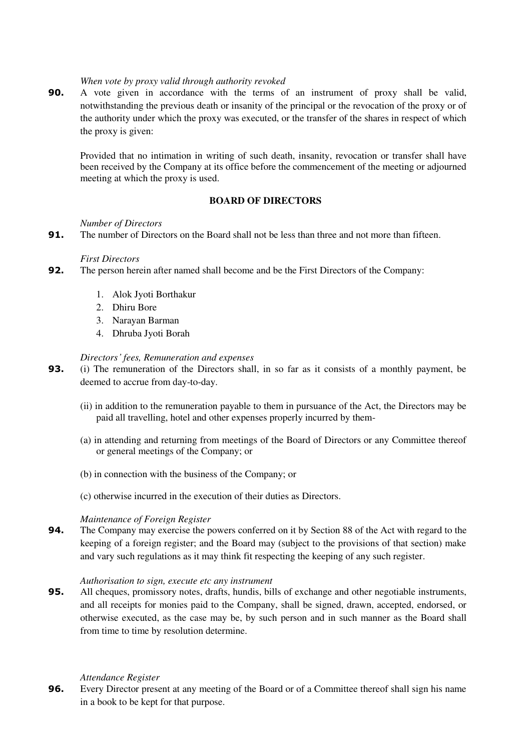*When vote by proxy valid through authority revoked*

**90.** A vote given in accordance with the terms of an instrument of proxy shall be valid, notwithstanding the previous death or insanity of the principal or the revocation of the proxy or of the authority under which the proxy was executed, or the transfer of the shares in respect of which the proxy is given:

Provided that no intimation in writing of such death, insanity, revocation or transfer shall have been received by the Company at its office before the commencement of the meeting or adjourned meeting at which the proxy is used.

## BOARD OF DIRECTORS

*Number of Directors*

**91.** The number of Directors on the Board shall not be less than three and not more than fifteen.

*First Directors*

**92.** The person herein after named shall become and be the First Directors of the Company:

1. Alok Jyoti Borthakur
2. Dhiru Bore
3. Narayan Barman
4. Dhruba Jyoti Borah

*Directors' fees, Remuneration and expenses*

**93.** (i) The remuneration of the Directors shall, in so far as it consists of a monthly payment, be deemed to accrue from day-to-day.

(ii) in addition to the remuneration payable to them in pursuance of the Act, the Directors may be paid all travelling, hotel and other expenses properly incurred by them-

(a) in attending and returning from meetings of the Board of Directors or any Committee thereof or general meetings of the Company; or

(b) in connection with the business of the Company; or

(c) otherwise incurred in the execution of their duties as Directors.

*Maintenance of Foreign Register*

**94.** The Company may exercise the powers conferred on it by Section 88 of the Act with regard to the keeping of a foreign register; and the Board may (subject to the provisions of that section) make and vary such regulations as it may think fit respecting the keeping of any such register.

*Authorisation to sign, execute etc any instrument*

**95.** All cheques, promissory notes, drafts, hundis, bills of exchange and other negotiable instruments, and all receipts for monies paid to the Company, shall be signed, drawn, accepted, endorsed, or otherwise executed, as the case may be, by such person and in such manner as the Board shall from time to time by resolution determine.

*Attendance Register*

**96.** Every Director present at any meeting of the Board or of a Committee thereof shall sign his name in a book to be kept for that purpose.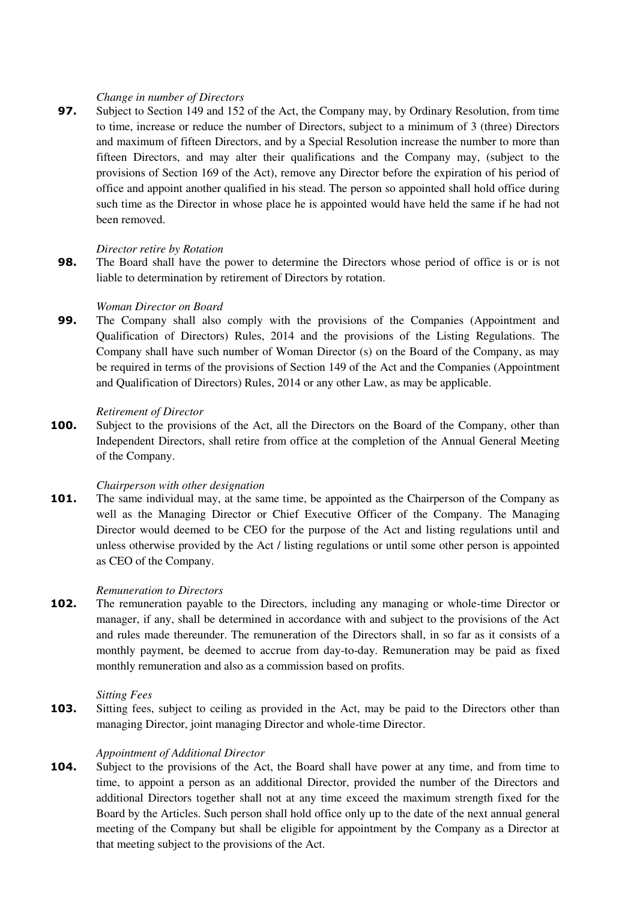*Change in number of Directors*

**97.** Subject to Section 149 and 152 of the Act, the Company may, by Ordinary Resolution, from time to time, increase or reduce the number of Directors, subject to a minimum of 3 (three) Directors and maximum of fifteen Directors, and by a Special Resolution increase the number to more than fifteen Directors, and may alter their qualifications and the Company may, (subject to the provisions of Section 169 of the Act), remove any Director before the expiration of his period of office and appoint another qualified in his stead. The person so appointed shall hold office during such time as the Director in whose place he is appointed would have held the same if he had not been removed.

*Director retire by Rotation*

**98.** The Board shall have the power to determine the Directors whose period of office is or is not liable to determination by retirement of Directors by rotation.

*Woman Director on Board*

**99.** The Company shall also comply with the provisions of the Companies (Appointment and Qualification of Directors) Rules, 2014 and the provisions of the Listing Regulations. The Company shall have such number of Woman Director (s) on the Board of the Company, as may be required in terms of the provisions of Section 149 of the Act and the Companies (Appointment and Qualification of Directors) Rules, 2014 or any other Law, as may be applicable.

*Retirement of Director*

**100.** Subject to the provisions of the Act, all the Directors on the Board of the Company, other than Independent Directors, shall retire from office at the completion of the Annual General Meeting of the Company.

*Chairperson with other designation*

**101.** The same individual may, at the same time, be appointed as the Chairperson of the Company as well as the Managing Director or Chief Executive Officer of the Company. The Managing Director would deemed to be CEO for the purpose of the Act and listing regulations until and unless otherwise provided by the Act / listing regulations or until some other person is appointed as CEO of the Company.

*Remuneration to Directors*

**102.** The remuneration payable to the Directors, including any managing or whole-time Director or manager, if any, shall be determined in accordance with and subject to the provisions of the Act and rules made thereunder. The remuneration of the Directors shall, in so far as it consists of a monthly payment, be deemed to accrue from day-to-day. Remuneration may be paid as fixed monthly remuneration and also as a commission based on profits.

*Sitting Fees*

**103.** Sitting fees, subject to ceiling as provided in the Act, may be paid to the Directors other than managing Director, joint managing Director and whole-time Director.

*Appointment of Additional Director*

**104.** Subject to the provisions of the Act, the Board shall have power at any time, and from time to time, to appoint a person as an additional Director, provided the number of the Directors and additional Directors together shall not at any time exceed the maximum strength fixed for the Board by the Articles. Such person shall hold office only up to the date of the next annual general meeting of the Company but shall be eligible for appointment by the Company as a Director at that meeting subject to the provisions of the Act.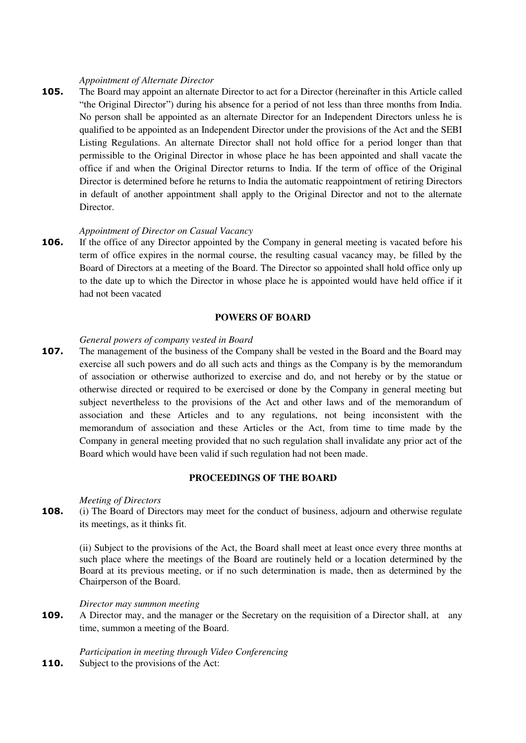*Appointment of Alternate Director*

**105.** The Board may appoint an alternate Director to act for a Director (hereinafter in this Article called "the Original Director") during his absence for a period of not less than three months from India. No person shall be appointed as an alternate Director for an Independent Directors unless he is qualified to be appointed as an Independent Director under the provisions of the Act and the SEBI Listing Regulations. An alternate Director shall not hold office for a period longer than that permissible to the Original Director in whose place he has been appointed and shall vacate the office if and when the Original Director returns to India. If the term of office of the Original Director is determined before he returns to India the automatic reappointment of retiring Directors in default of another appointment shall apply to the Original Director and not to the alternate Director.

*Appointment of Director on Casual Vacancy*

**106.** If the office of any Director appointed by the Company in general meeting is vacated before his term of office expires in the normal course, the resulting casual vacancy may, be filled by the Board of Directors at a meeting of the Board. The Director so appointed shall hold office only up to the date up to which the Director in whose place he is appointed would have held office if it had not been vacated

## POWERS OF BOARD

*General powers of company vested in Board*

**107.** The management of the business of the Company shall be vested in the Board and the Board may exercise all such powers and do all such acts and things as the Company is by the memorandum of association or otherwise authorized to exercise and do, and not hereby or by the statue or otherwise directed or required to be exercised or done by the Company in general meeting but subject nevertheless to the provisions of the Act and other laws and of the memorandum of association and these Articles and to any regulations, not being inconsistent with the memorandum of association and these Articles or the Act, from time to time made by the Company in general meeting provided that no such regulation shall invalidate any prior act of the Board which would have been valid if such regulation had not been made.

## PROCEEDINGS OF THE BOARD

*Meeting of Directors*

**108.** (i) The Board of Directors may meet for the conduct of business, adjourn and otherwise regulate its meetings, as it thinks fit.

(ii) Subject to the provisions of the Act, the Board shall meet at least once every three months at such place where the meetings of the Board are routinely held or a location determined by the Board at its previous meeting, or if no such determination is made, then as determined by the Chairperson of the Board.

*Director may summon meeting*

**109.** A Director may, and the manager or the Secretary on the requisition of a Director shall, at any time, summon a meeting of the Board.

*Participation in meeting through Video Conferencing*

**110.** Subject to the provisions of the Act: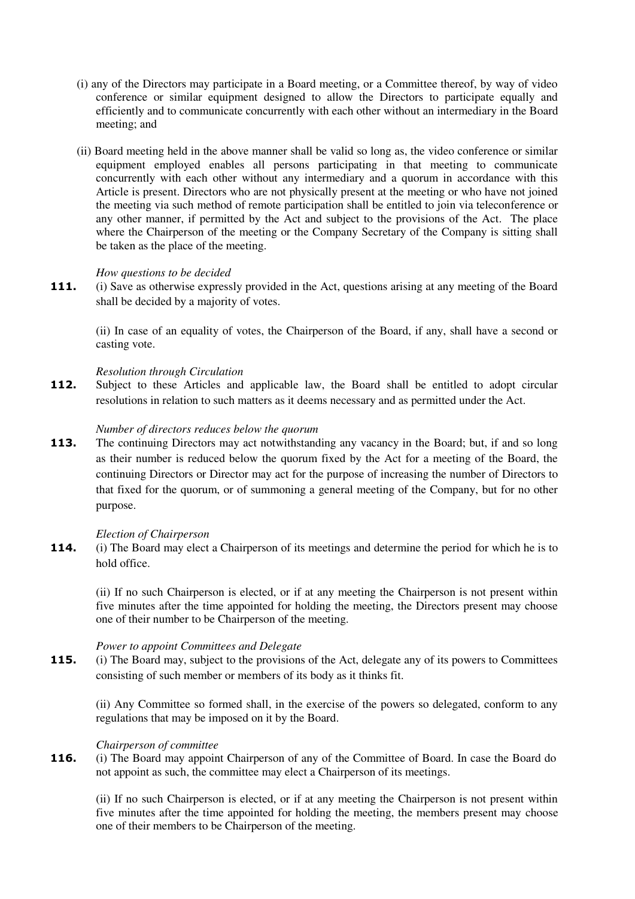(i) any of the Directors may participate in a Board meeting, or a Committee thereof, by way of video conference or similar equipment designed to allow the Directors to participate equally and efficiently and to communicate concurrently with each other without an intermediary in the Board meeting; and

(ii) Board meeting held in the above manner shall be valid so long as, the video conference or similar equipment employed enables all persons participating in that meeting to communicate concurrently with each other without any intermediary and a quorum in accordance with this Article is present. Directors who are not physically present at the meeting or who have not joined the meeting via such method of remote participation shall be entitled to join via teleconference or any other manner, if permitted by the Act and subject to the provisions of the Act. The place where the Chairperson of the meeting or the Company Secretary of the Company is sitting shall be taken as the place of the meeting.

*How questions to be decided*

**111.** (i) Save as otherwise expressly provided in the Act, questions arising at any meeting of the Board shall be decided by a majority of votes.

(ii) In case of an equality of votes, the Chairperson of the Board, if any, shall have a second or casting vote.

*Resolution through Circulation*

**112.** Subject to these Articles and applicable law, the Board shall be entitled to adopt circular resolutions in relation to such matters as it deems necessary and as permitted under the Act.

*Number of directors reduces below the quorum*

**113.** The continuing Directors may act notwithstanding any vacancy in the Board; but, if and so long as their number is reduced below the quorum fixed by the Act for a meeting of the Board, the continuing Directors or Director may act for the purpose of increasing the number of Directors to that fixed for the quorum, or of summoning a general meeting of the Company, but for no other purpose.

*Election of Chairperson*

**114.** (i) The Board may elect a Chairperson of its meetings and determine the period for which he is to hold office.

(ii) If no such Chairperson is elected, or if at any meeting the Chairperson is not present within five minutes after the time appointed for holding the meeting, the Directors present may choose one of their number to be Chairperson of the meeting.

*Power to appoint Committees and Delegate*

**115.** (i) The Board may, subject to the provisions of the Act, delegate any of its powers to Committees consisting of such member or members of its body as it thinks fit.

(ii) Any Committee so formed shall, in the exercise of the powers so delegated, conform to any regulations that may be imposed on it by the Board.

*Chairperson of committee*

**116.** (i) The Board may appoint Chairperson of any of the Committee of Board. In case the Board do not appoint as such, the committee may elect a Chairperson of its meetings.

(ii) If no such Chairperson is elected, or if at any meeting the Chairperson is not present within five minutes after the time appointed for holding the meeting, the members present may choose one of their members to be Chairperson of the meeting.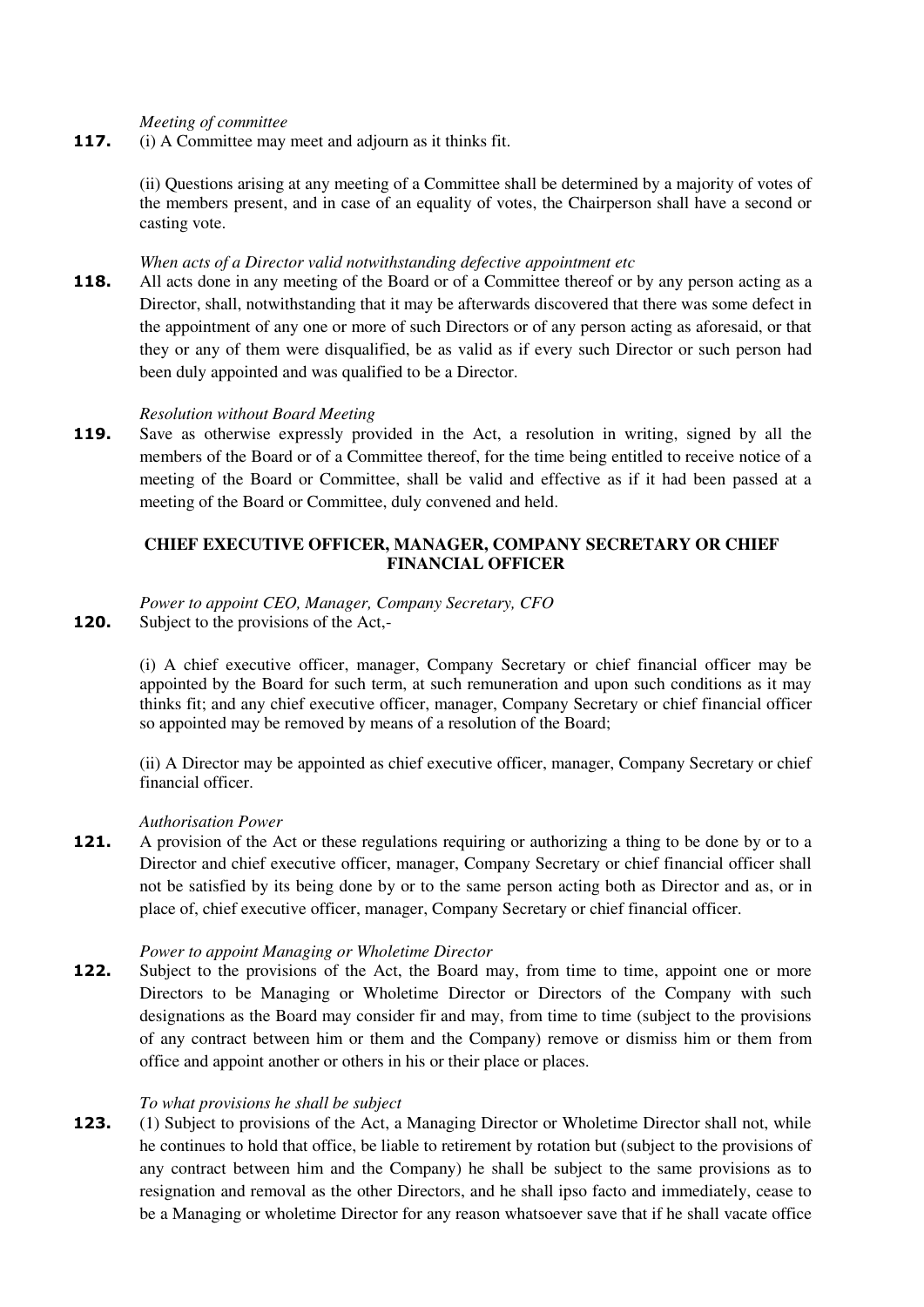*Meeting of committee*

**117.** (i) A Committee may meet and adjourn as it thinks fit.

(ii) Questions arising at any meeting of a Committee shall be determined by a majority of votes of the members present, and in case of an equality of votes, the Chairperson shall have a second or casting vote.

*When acts of a Director valid notwithstanding defective appointment etc*

**118.** All acts done in any meeting of the Board or of a Committee thereof or by any person acting as a Director, shall, notwithstanding that it may be afterwards discovered that there was some defect in the appointment of any one or more of such Directors or of any person acting as aforesaid, or that they or any of them were disqualified, be as valid as if every such Director or such person had been duly appointed and was qualified to be a Director.

*Resolution without Board Meeting*

**119.** Save as otherwise expressly provided in the Act, a resolution in writing, signed by all the members of the Board or of a Committee thereof, for the time being entitled to receive notice of a meeting of the Board or Committee, shall be valid and effective as if it had been passed at a meeting of the Board or Committee, duly convened and held.

## CHIEF EXECUTIVE OFFICER, MANAGER, COMPANY SECRETARY OR CHIEF FINANCIAL OFFICER

*Power to appoint CEO, Manager, Company Secretary, CFO*

**120.** Subject to the provisions of the Act,-

(i) A chief executive officer, manager, Company Secretary or chief financial officer may be appointed by the Board for such term, at such remuneration and upon such conditions as it may thinks fit; and any chief executive officer, manager, Company Secretary or chief financial officer so appointed may be removed by means of a resolution of the Board;

(ii) A Director may be appointed as chief executive officer, manager, Company Secretary or chief financial officer.

*Authorisation Power*

**121.** A provision of the Act or these regulations requiring or authorizing a thing to be done by or to a Director and chief executive officer, manager, Company Secretary or chief financial officer shall not be satisfied by its being done by or to the same person acting both as Director and as, or in place of, chief executive officer, manager, Company Secretary or chief financial officer.

*Power to appoint Managing or Wholetime Director*

**122.** Subject to the provisions of the Act, the Board may, from time to time, appoint one or more Directors to be Managing or Wholetime Director or Directors of the Company with such designations as the Board may consider fir and may, from time to time (subject to the provisions of any contract between him or them and the Company) remove or dismiss him or them from office and appoint another or others in his or their place or places.

*To what provisions he shall be subject*

**123.** (1) Subject to provisions of the Act, a Managing Director or Wholetime Director shall not, while he continues to hold that office, be liable to retirement by rotation but (subject to the provisions of any contract between him and the Company) he shall be subject to the same provisions as to resignation and removal as the other Directors, and he shall ipso facto and immediately, cease to be a Managing or wholetime Director for any reason whatsoever save that if he shall vacate office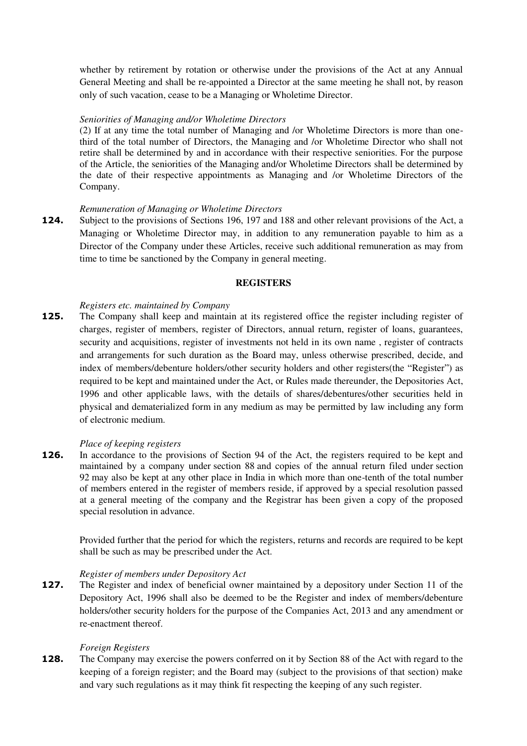whether by retirement by rotation or otherwise under the provisions of the Act at any Annual General Meeting and shall be re-appointed a Director at the same meeting he shall not, by reason only of such vacation, cease to be a Managing or Wholetime Director.

*Seniorities of Managing and/or Wholetime Directors*

(2) If at any time the total number of Managing and /or Wholetime Directors is more than one-third of the total number of Directors, the Managing and /or Wholetime Director who shall not retire shall be determined by and in accordance with their respective seniorities. For the purpose of the Article, the seniorities of the Managing and/or Wholetime Directors shall be determined by the date of their respective appointments as Managing and /or Wholetime Directors of the Company.

*Remuneration of Managing or Wholetime Directors*

**124.** Subject to the provisions of Sections 196, 197 and 188 and other relevant provisions of the Act, a Managing or Wholetime Director may, in addition to any remuneration payable to him as a Director of the Company under these Articles, receive such additional remuneration as may from time to time be sanctioned by the Company in general meeting.

## REGISTERS

*Registers etc. maintained by Company*

**125.** The Company shall keep and maintain at its registered office the register including register of charges, register of members, register of Directors, annual return, register of loans, guarantees, security and acquisitions, register of investments not held in its own name , register of contracts and arrangements for such duration as the Board may, unless otherwise prescribed, decide, and index of members/debenture holders/other security holders and other registers(the "Register") as required to be kept and maintained under the Act, or Rules made thereunder, the Depositories Act, 1996 and other applicable laws, with the details of shares/debentures/other securities held in physical and dematerialized form in any medium as may be permitted by law including any form of electronic medium.

*Place of keeping registers*

**126.** In accordance to the provisions of Section 94 of the Act, the registers required to be kept and maintained by a company under section 88 and copies of the annual return filed under section 92 may also be kept at any other place in India in which more than one-tenth of the total number of members entered in the register of members reside, if approved by a special resolution passed at a general meeting of the company and the Registrar has been given a copy of the proposed special resolution in advance.

Provided further that the period for which the registers, returns and records are required to be kept shall be such as may be prescribed under the Act.

*Register of members under Depository Act*

**127.** The Register and index of beneficial owner maintained by a depository under Section 11 of the Depository Act, 1996 shall also be deemed to be the Register and index of members/debenture holders/other security holders for the purpose of the Companies Act, 2013 and any amendment or re-enactment thereof.

*Foreign Registers*

**128.** The Company may exercise the powers conferred on it by Section 88 of the Act with regard to the keeping of a foreign register; and the Board may (subject to the provisions of that section) make and vary such regulations as it may think fit respecting the keeping of any such register.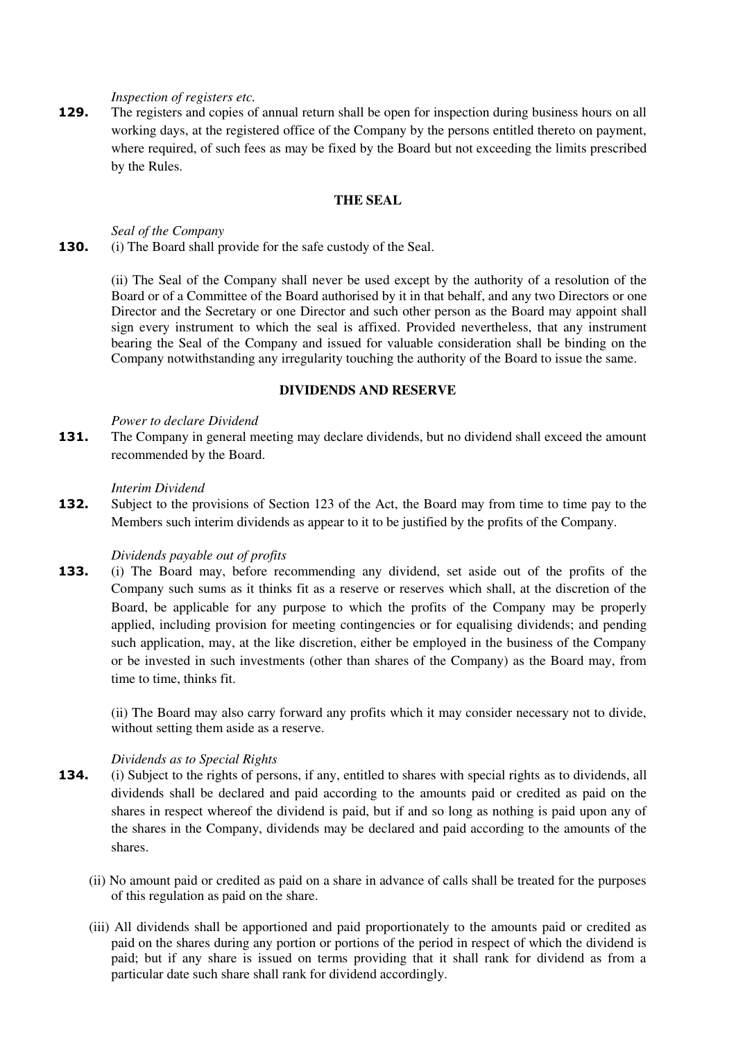*Inspection of registers etc.*

**129.** The registers and copies of annual return shall be open for inspection during business hours on all working days, at the registered office of the Company by the persons entitled thereto on payment, where required, of such fees as may be fixed by the Board but not exceeding the limits prescribed by the Rules.

## THE SEAL

*Seal of the Company*

**130.** (i) The Board shall provide for the safe custody of the Seal.

(ii) The Seal of the Company shall never be used except by the authority of a resolution of the Board or of a Committee of the Board authorised by it in that behalf, and any two Directors or one Director and the Secretary or one Director and such other person as the Board may appoint shall sign every instrument to which the seal is affixed. Provided nevertheless, that any instrument bearing the Seal of the Company and issued for valuable consideration shall be binding on the Company notwithstanding any irregularity touching the authority of the Board to issue the same.

## DIVIDENDS AND RESERVE

*Power to declare Dividend*

**131.** The Company in general meeting may declare dividends, but no dividend shall exceed the amount recommended by the Board.

*Interim Dividend*

**132.** Subject to the provisions of Section 123 of the Act, the Board may from time to time pay to the Members such interim dividends as appear to it to be justified by the profits of the Company.

*Dividends payable out of profits*

**133.** (i) The Board may, before recommending any dividend, set aside out of the profits of the Company such sums as it thinks fit as a reserve or reserves which shall, at the discretion of the Board, be applicable for any purpose to which the profits of the Company may be properly applied, including provision for meeting contingencies or for equalising dividends; and pending such application, may, at the like discretion, either be employed in the business of the Company or be invested in such investments (other than shares of the Company) as the Board may, from time to time, thinks fit.

(ii) The Board may also carry forward any profits which it may consider necessary not to divide, without setting them aside as a reserve.

*Dividends as to Special Rights*

**134.** (i) Subject to the rights of persons, if any, entitled to shares with special rights as to dividends, all dividends shall be declared and paid according to the amounts paid or credited as paid on the shares in respect whereof the dividend is paid, but if and so long as nothing is paid upon any of the shares in the Company, dividends may be declared and paid according to the amounts of the shares.

(ii) No amount paid or credited as paid on a share in advance of calls shall be treated for the purposes of this regulation as paid on the share.

(iii) All dividends shall be apportioned and paid proportionately to the amounts paid or credited as paid on the shares during any portion or portions of the period in respect of which the dividend is paid; but if any share is issued on terms providing that it shall rank for dividend as from a particular date such share shall rank for dividend accordingly.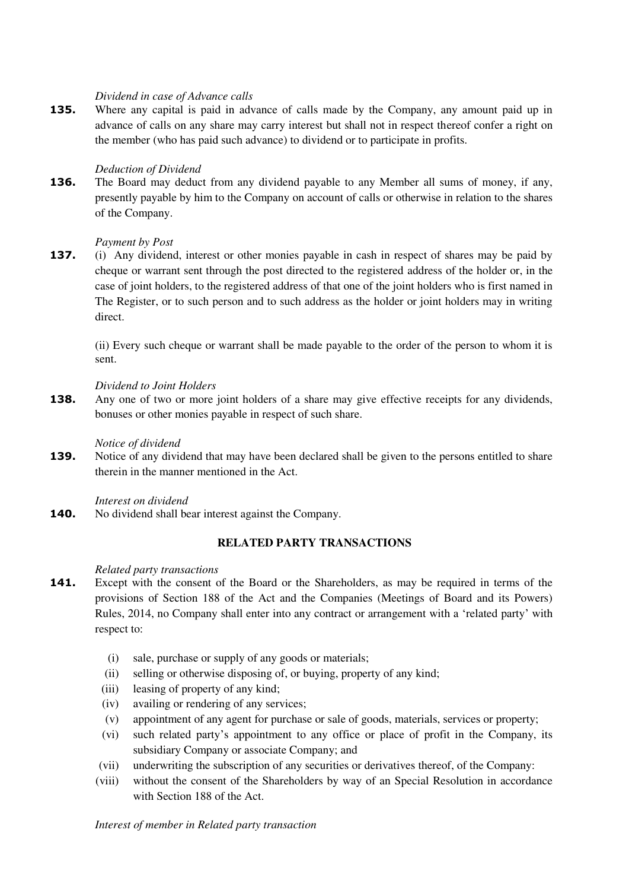*Dividend in case of Advance calls*

**135.** Where any capital is paid in advance of calls made by the Company, any amount paid up in advance of calls on any share may carry interest but shall not in respect thereof confer a right on the member (who has paid such advance) to dividend or to participate in profits.

*Deduction of Dividend*

**136.** The Board may deduct from any dividend payable to any Member all sums of money, if any, presently payable by him to the Company on account of calls or otherwise in relation to the shares of the Company.

*Payment by Post*

**137.** (i) Any dividend, interest or other monies payable in cash in respect of shares may be paid by cheque or warrant sent through the post directed to the registered address of the holder or, in the case of joint holders, to the registered address of that one of the joint holders who is first named in The Register, or to such person and to such address as the holder or joint holders may in writing direct.

(ii) Every such cheque or warrant shall be made payable to the order of the person to whom it is sent.

*Dividend to Joint Holders*

**138.** Any one of two or more joint holders of a share may give effective receipts for any dividends, bonuses or other monies payable in respect of such share.

*Notice of dividend*

**139.** Notice of any dividend that may have been declared shall be given to the persons entitled to share therein in the manner mentioned in the Act.

*Interest on dividend*

**140.** No dividend shall bear interest against the Company.

## RELATED PARTY TRANSACTIONS

*Related party transactions*

**141.** Except with the consent of the Board or the Shareholders, as may be required in terms of the provisions of Section 188 of the Act and the Companies (Meetings of Board and its Powers) Rules, 2014, no Company shall enter into any contract or arrangement with a 'related party' with respect to:

(i) sale, purchase or supply of any goods or materials;
(ii) selling or otherwise disposing of, or buying, property of any kind;
(iii) leasing of property of any kind;
(iv) availing or rendering of any services;
(v) appointment of any agent for purchase or sale of goods, materials, services or property;
(vi) such related party's appointment to any office or place of profit in the Company, its subsidiary Company or associate Company; and
(vii) underwriting the subscription of any securities or derivatives thereof, of the Company:
(viii) without the consent of the Shareholders by way of an Special Resolution in accordance with Section 188 of the Act.

*Interest of member in Related party transaction*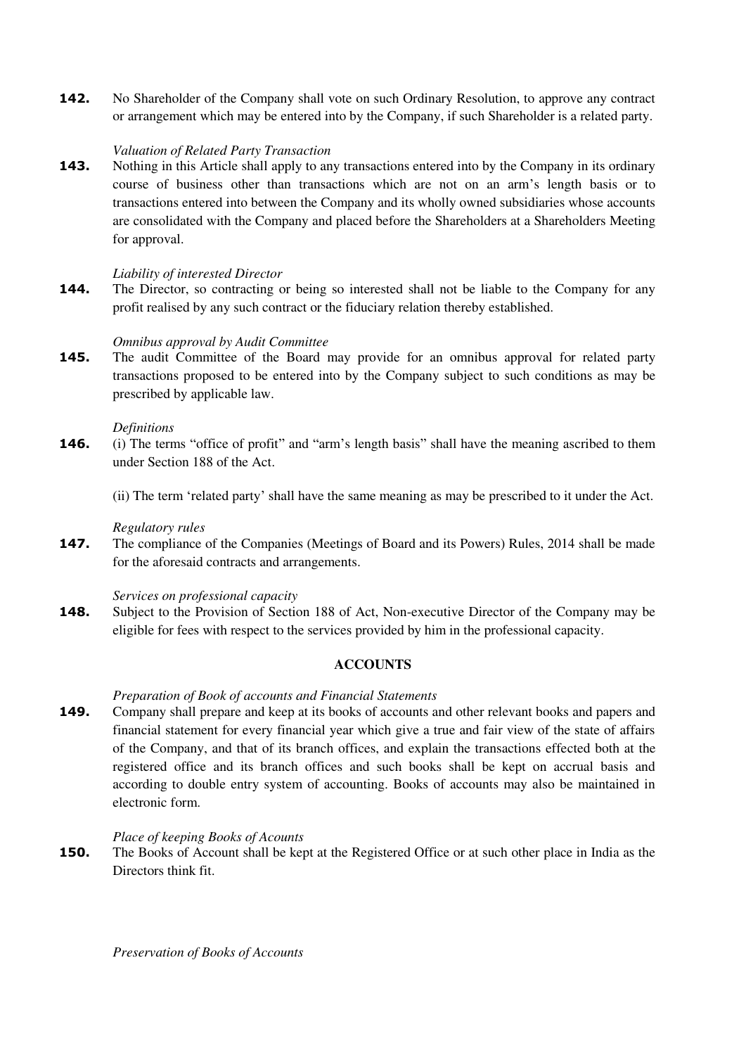**142.** No Shareholder of the Company shall vote on such Ordinary Resolution, to approve any contract or arrangement which may be entered into by the Company, if such Shareholder is a related party.

*Valuation of Related Party Transaction*

**143.** Nothing in this Article shall apply to any transactions entered into by the Company in its ordinary course of business other than transactions which are not on an arm's length basis or to transactions entered into between the Company and its wholly owned subsidiaries whose accounts are consolidated with the Company and placed before the Shareholders at a Shareholders Meeting for approval.

*Liability of interested Director*

**144.** The Director, so contracting or being so interested shall not be liable to the Company for any profit realised by any such contract or the fiduciary relation thereby established.

*Omnibus approval by Audit Committee*

**145.** The audit Committee of the Board may provide for an omnibus approval for related party transactions proposed to be entered into by the Company subject to such conditions as may be prescribed by applicable law.

*Definitions*

**146.** (i) The terms "office of profit" and "arm's length basis" shall have the meaning ascribed to them under Section 188 of the Act.

(ii) The term 'related party' shall have the same meaning as may be prescribed to it under the Act.

*Regulatory rules*

**147.** The compliance of the Companies (Meetings of Board and its Powers) Rules, 2014 shall be made for the aforesaid contracts and arrangements.

*Services on professional capacity*

**148.** Subject to the Provision of Section 188 of Act, Non-executive Director of the Company may be eligible for fees with respect to the services provided by him in the professional capacity.

## ACCOUNTS

*Preparation of Book of accounts and Financial Statements*

**149.** Company shall prepare and keep at its books of accounts and other relevant books and papers and financial statement for every financial year which give a true and fair view of the state of affairs of the Company, and that of its branch offices, and explain the transactions effected both at the registered office and its branch offices and such books shall be kept on accrual basis and according to double entry system of accounting. Books of accounts may also be maintained in electronic form.

*Place of keeping Books of Acounts*

**150.** The Books of Account shall be kept at the Registered Office or at such other place in India as the Directors think fit.

*Preservation of Books of Accounts*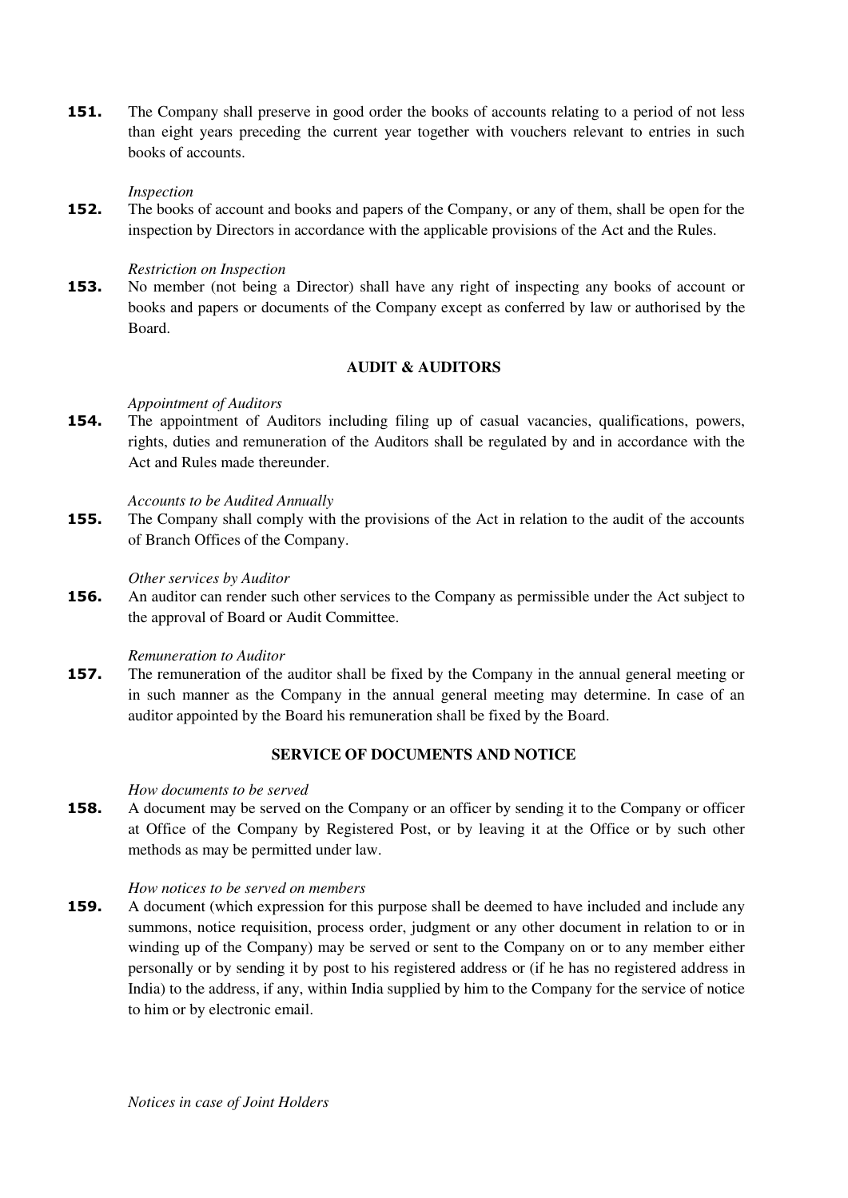**151.** The Company shall preserve in good order the books of accounts relating to a period of not less than eight years preceding the current year together with vouchers relevant to entries in such books of accounts.

*Inspection*

**152.** The books of account and books and papers of the Company, or any of them, shall be open for the inspection by Directors in accordance with the applicable provisions of the Act and the Rules.

*Restriction on Inspection*

**153.** No member (not being a Director) shall have any right of inspecting any books of account or books and papers or documents of the Company except as conferred by law or authorised by the Board.

## AUDIT & AUDITORS

*Appointment of Auditors*

**154.** The appointment of Auditors including filing up of casual vacancies, qualifications, powers, rights, duties and remuneration of the Auditors shall be regulated by and in accordance with the Act and Rules made thereunder.

*Accounts to be Audited Annually*

**155.** The Company shall comply with the provisions of the Act in relation to the audit of the accounts of Branch Offices of the Company.

*Other services by Auditor*

**156.** An auditor can render such other services to the Company as permissible under the Act subject to the approval of Board or Audit Committee.

*Remuneration to Auditor*

**157.** The remuneration of the auditor shall be fixed by the Company in the annual general meeting or in such manner as the Company in the annual general meeting may determine. In case of an auditor appointed by the Board his remuneration shall be fixed by the Board.

## SERVICE OF DOCUMENTS AND NOTICE

*How documents to be served*

**158.** A document may be served on the Company or an officer by sending it to the Company or officer at Office of the Company by Registered Post, or by leaving it at the Office or by such other methods as may be permitted under law.

*How notices to be served on members*

**159.** A document (which expression for this purpose shall be deemed to have included and include any summons, notice requisition, process order, judgment or any other document in relation to or in winding up of the Company) may be served or sent to the Company on or to any member either personally or by sending it by post to his registered address or (if he has no registered address in India) to the address, if any, within India supplied by him to the Company for the service of notice to him or by electronic email.

*Notices in case of Joint Holders*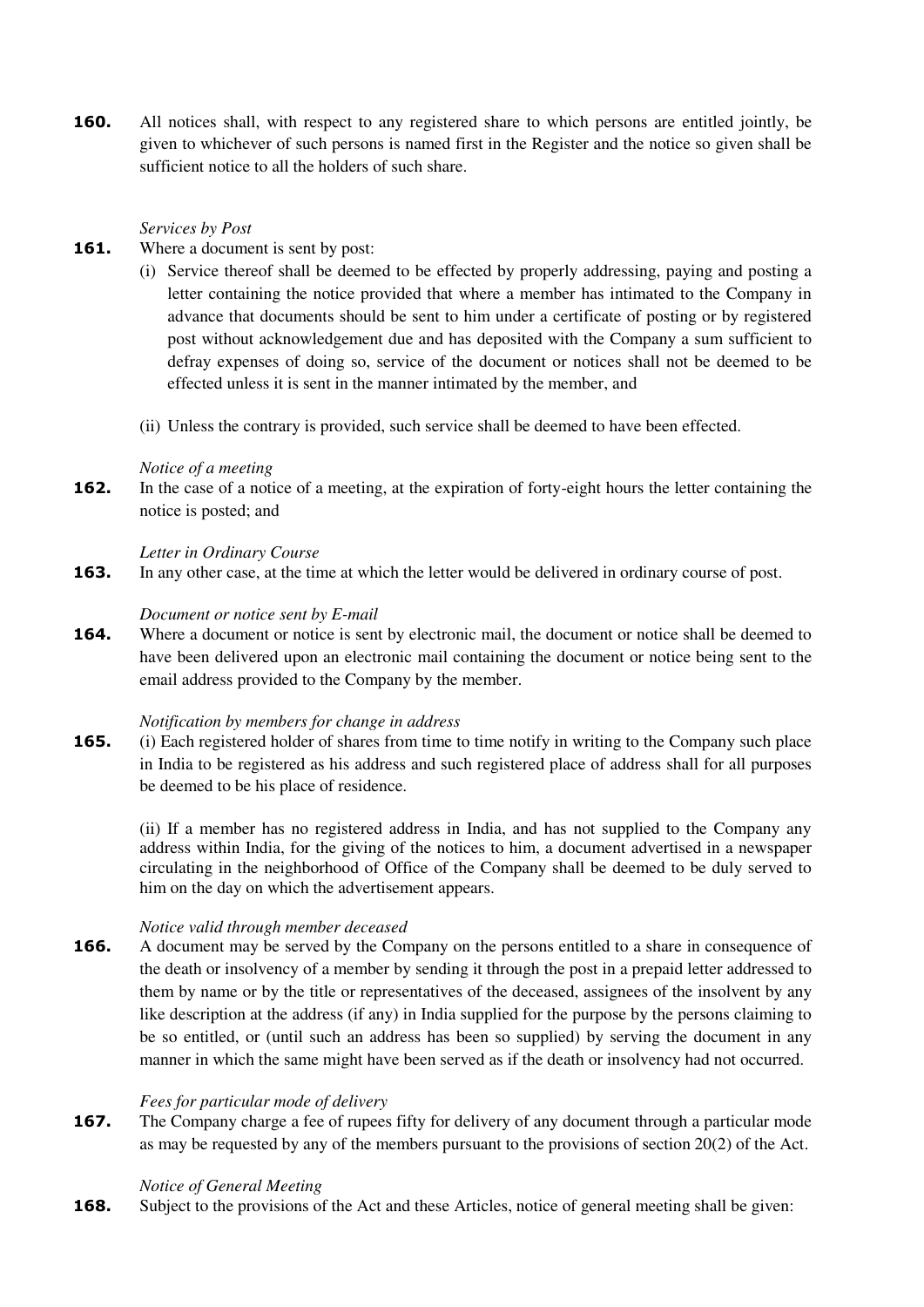**160.** All notices shall, with respect to any registered share to which persons are entitled jointly, be given to whichever of such persons is named first in the Register and the notice so given shall be sufficient notice to all the holders of such share.

*Services by Post*

**161.** Where a document is sent by post:

(i) Service thereof shall be deemed to be effected by properly addressing, paying and posting a letter containing the notice provided that where a member has intimated to the Company in advance that documents should be sent to him under a certificate of posting or by registered post without acknowledgement due and has deposited with the Company a sum sufficient to defray expenses of doing so, service of the document or notices shall not be deemed to be effected unless it is sent in the manner intimated by the member, and

(ii) Unless the contrary is provided, such service shall be deemed to have been effected.

*Notice of a meeting*

**162.** In the case of a notice of a meeting, at the expiration of forty-eight hours the letter containing the notice is posted; and

*Letter in Ordinary Course*

**163.** In any other case, at the time at which the letter would be delivered in ordinary course of post.

*Document or notice sent by E-mail*

**164.** Where a document or notice is sent by electronic mail, the document or notice shall be deemed to have been delivered upon an electronic mail containing the document or notice being sent to the email address provided to the Company by the member.

*Notification by members for change in address*

**165.** (i) Each registered holder of shares from time to time notify in writing to the Company such place in India to be registered as his address and such registered place of address shall for all purposes be deemed to be his place of residence.

(ii) If a member has no registered address in India, and has not supplied to the Company any address within India, for the giving of the notices to him, a document advertised in a newspaper circulating in the neighborhood of Office of the Company shall be deemed to be duly served to him on the day on which the advertisement appears.

*Notice valid through member deceased*

**166.** A document may be served by the Company on the persons entitled to a share in consequence of the death or insolvency of a member by sending it through the post in a prepaid letter addressed to them by name or by the title or representatives of the deceased, assignees of the insolvent by any like description at the address (if any) in India supplied for the purpose by the persons claiming to be so entitled, or (until such an address has been so supplied) by serving the document in any manner in which the same might have been served as if the death or insolvency had not occurred.

*Fees for particular mode of delivery*

**167.** The Company charge a fee of rupees fifty for delivery of any document through a particular mode as may be requested by any of the members pursuant to the provisions of section 20(2) of the Act.

*Notice of General Meeting*

**168.** Subject to the provisions of the Act and these Articles, notice of general meeting shall be given: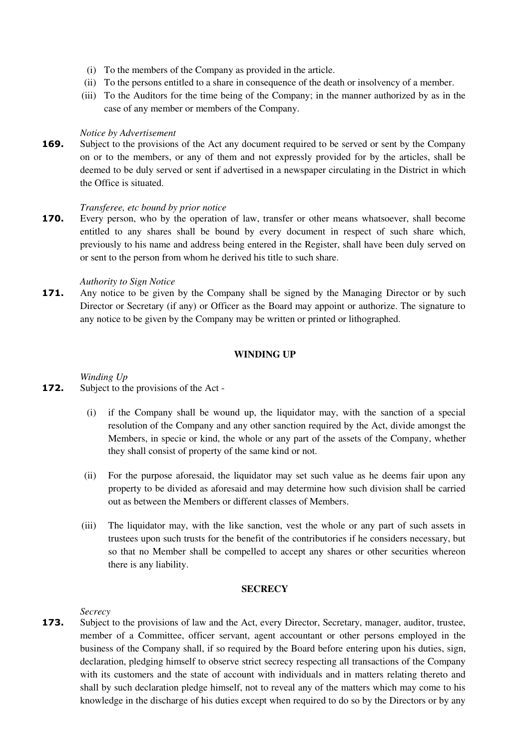(i) To the members of the Company as provided in the article.
(ii) To the persons entitled to a share in consequence of the death or insolvency of a member.
(iii) To the Auditors for the time being of the Company; in the manner authorized by as in the case of any member or members of the Company.

*Notice by Advertisement*

**169.** Subject to the provisions of the Act any document required to be served or sent by the Company on or to the members, or any of them and not expressly provided for by the articles, shall be deemed to be duly served or sent if advertised in a newspaper circulating in the District in which the Office is situated.

*Transferee, etc bound by prior notice*

**170.** Every person, who by the operation of law, transfer or other means whatsoever, shall become entitled to any shares shall be bound by every document in respect of such share which, previously to his name and address being entered in the Register, shall have been duly served on or sent to the person from whom he derived his title to such share.

*Authority to Sign Notice*

**171.** Any notice to be given by the Company shall be signed by the Managing Director or by such Director or Secretary (if any) or Officer as the Board may appoint or authorize. The signature to any notice to be given by the Company may be written or printed or lithographed.

## WINDING UP

*Winding Up*

**172.** Subject to the provisions of the Act -

(i) if the Company shall be wound up, the liquidator may, with the sanction of a special resolution of the Company and any other sanction required by the Act, divide amongst the Members, in specie or kind, the whole or any part of the assets of the Company, whether they shall consist of property of the same kind or not.

(ii) For the purpose aforesaid, the liquidator may set such value as he deems fair upon any property to be divided as aforesaid and may determine how such division shall be carried out as between the Members or different classes of Members.

(iii) The liquidator may, with the like sanction, vest the whole or any part of such assets in trustees upon such trusts for the benefit of the contributories if he considers necessary, but so that no Member shall be compelled to accept any shares or other securities whereon there is any liability.

## SECRECY

*Secrecy*

**173.** Subject to the provisions of law and the Act, every Director, Secretary, manager, auditor, trustee, member of a Committee, officer servant, agent accountant or other persons employed in the business of the Company shall, if so required by the Board before entering upon his duties, sign, declaration, pledging himself to observe strict secrecy respecting all transactions of the Company with its customers and the state of account with individuals and in matters relating thereto and shall by such declaration pledge himself, not to reveal any of the matters which may come to his knowledge in the discharge of his duties except when required to do so by the Directors or by any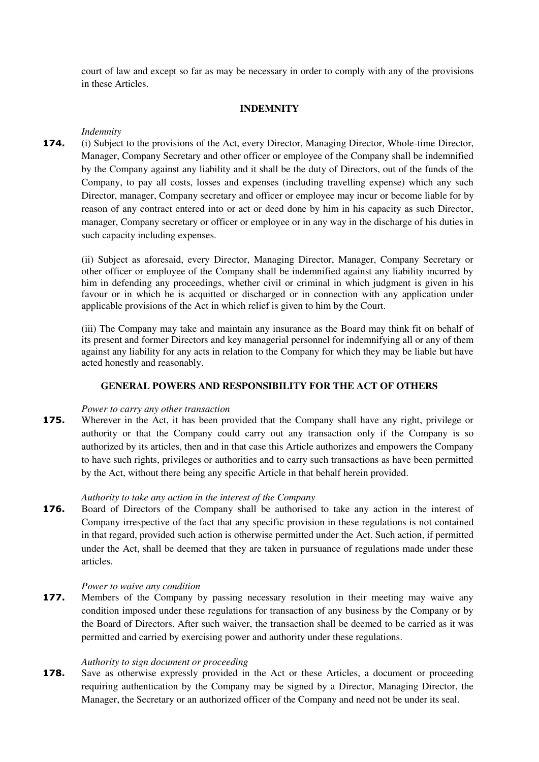court of law and except so far as may be necessary in order to comply with any of the provisions in these Articles.

## INDEMNITY

*Indemnity*

**174.** (i) Subject to the provisions of the Act, every Director, Managing Director, Whole-time Director, Manager, Company Secretary and other officer or employee of the Company shall be indemnified by the Company against any liability and it shall be the duty of Directors, out of the funds of the Company, to pay all costs, losses and expenses (including travelling expense) which any such Director, manager, Company secretary and officer or employee may incur or become liable for by reason of any contract entered into or act or deed done by him in his capacity as such Director, manager, Company secretary or officer or employee or in any way in the discharge of his duties in such capacity including expenses.

(ii) Subject as aforesaid, every Director, Managing Director, Manager, Company Secretary or other officer or employee of the Company shall be indemnified against any liability incurred by him in defending any proceedings, whether civil or criminal in which judgment is given in his favour or in which he is acquitted or discharged or in connection with any application under applicable provisions of the Act in which relief is given to him by the Court.

(iii) The Company may take and maintain any insurance as the Board may think fit on behalf of its present and former Directors and key managerial personnel for indemnifying all or any of them against any liability for any acts in relation to the Company for which they may be liable but have acted honestly and reasonably.

## GENERAL POWERS AND RESPONSIBILITY FOR THE ACT OF OTHERS

*Power to carry any other transaction*

**175.** Wherever in the Act, it has been provided that the Company shall have any right, privilege or authority or that the Company could carry out any transaction only if the Company is so authorized by its articles, then and in that case this Article authorizes and empowers the Company to have such rights, privileges or authorities and to carry such transactions as have been permitted by the Act, without there being any specific Article in that behalf herein provided.

*Authority to take any action in the interest of the Company*

**176.** Board of Directors of the Company shall be authorised to take any action in the interest of Company irrespective of the fact that any specific provision in these regulations is not contained in that regard, provided such action is otherwise permitted under the Act. Such action, if permitted under the Act, shall be deemed that they are taken in pursuance of regulations made under these articles.

*Power to waive any condition*

**177.** Members of the Company by passing necessary resolution in their meeting may waive any condition imposed under these regulations for transaction of any business by the Company or by the Board of Directors. After such waiver, the transaction shall be deemed to be carried as it was permitted and carried by exercising power and authority under these regulations.

*Authority to sign document or proceeding*

**178.** Save as otherwise expressly provided in the Act or these Articles, a document or proceeding requiring authentication by the Company may be signed by a Director, Managing Director, the Manager, the Secretary or an authorized officer of the Company and need not be under its seal.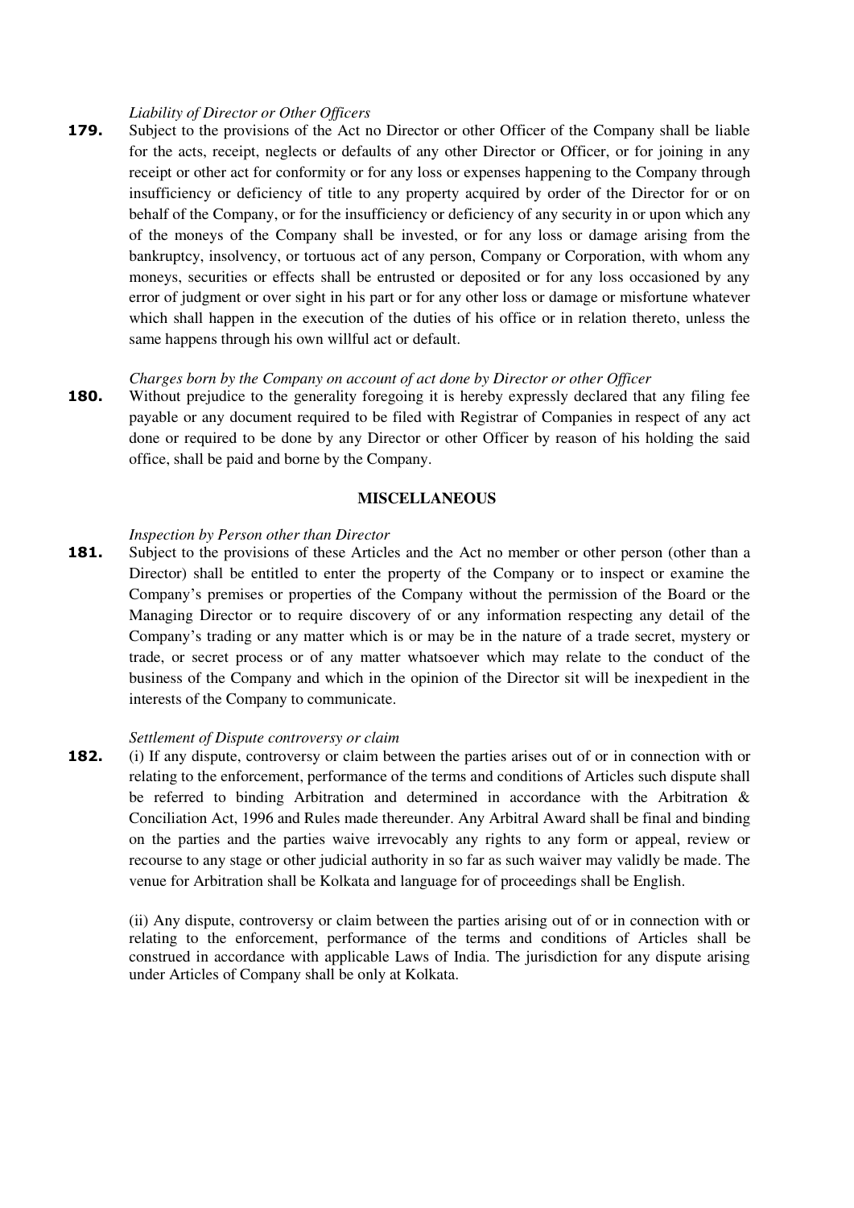*Liability of Director or Other Officers*

**179.** Subject to the provisions of the Act no Director or other Officer of the Company shall be liable for the acts, receipt, neglects or defaults of any other Director or Officer, or for joining in any receipt or other act for conformity or for any loss or expenses happening to the Company through insufficiency or deficiency of title to any property acquired by order of the Director for or on behalf of the Company, or for the insufficiency or deficiency of any security in or upon which any of the moneys of the Company shall be invested, or for any loss or damage arising from the bankruptcy, insolvency, or tortuous act of any person, Company or Corporation, with whom any moneys, securities or effects shall be entrusted or deposited or for any loss occasioned by any error of judgment or over sight in his part or for any other loss or damage or misfortune whatever which shall happen in the execution of the duties of his office or in relation thereto, unless the same happens through his own willful act or default.

*Charges born by the Company on account of act done by Director or other Officer*

**180.** Without prejudice to the generality foregoing it is hereby expressly declared that any filing fee payable or any document required to be filed with Registrar of Companies in respect of any act done or required to be done by any Director or other Officer by reason of his holding the said office, shall be paid and borne by the Company.

## MISCELLANEOUS

*Inspection by Person other than Director*

**181.** Subject to the provisions of these Articles and the Act no member or other person (other than a Director) shall be entitled to enter the property of the Company or to inspect or examine the Company's premises or properties of the Company without the permission of the Board or the Managing Director or to require discovery of or any information respecting any detail of the Company's trading or any matter which is or may be in the nature of a trade secret, mystery or trade, or secret process or of any matter whatsoever which may relate to the conduct of the business of the Company and which in the opinion of the Director sit will be inexpedient in the interests of the Company to communicate.

*Settlement of Dispute controversy or claim*

**182.** (i) If any dispute, controversy or claim between the parties arises out of or in connection with or relating to the enforcement, performance of the terms and conditions of Articles such dispute shall be referred to binding Arbitration and determined in accordance with the Arbitration & Conciliation Act, 1996 and Rules made thereunder. Any Arbitral Award shall be final and binding on the parties and the parties waive irrevocably any rights to any form or appeal, review or recourse to any stage or other judicial authority in so far as such waiver may validly be made. The venue for Arbitration shall be Kolkata and language for of proceedings shall be English.

(ii) Any dispute, controversy or claim between the parties arising out of or in connection with or relating to the enforcement, performance of the terms and conditions of Articles shall be construed in accordance with applicable Laws of India. The jurisdiction for any dispute arising under Articles of Company shall be only at Kolkata.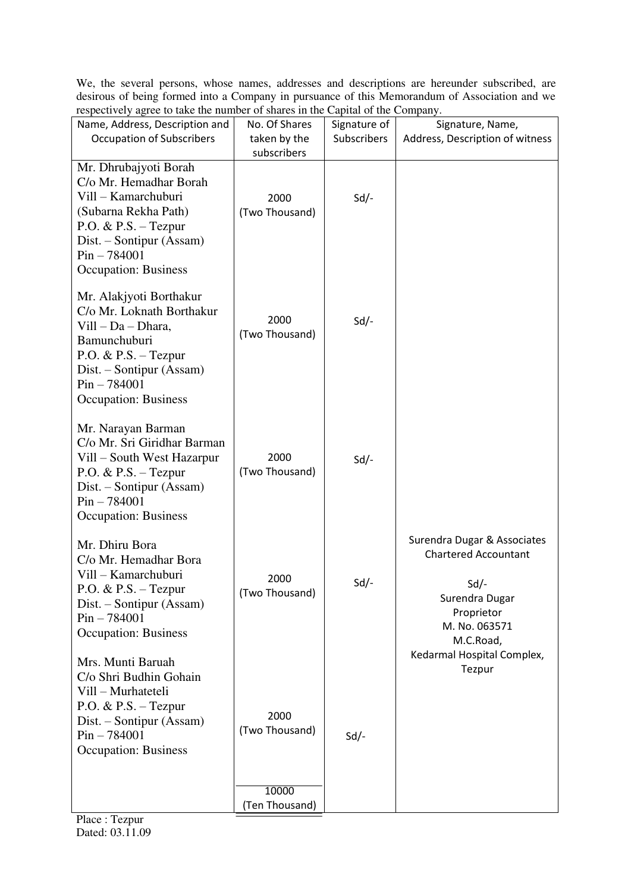We, the several persons, whose names, addresses and descriptions are hereunder subscribed, are desirous of being formed into a Company in pursuance of this Memorandum of Association and we respectively agree to take the number of shares in the Capital of the Company.

| Name, Address, Description and Occupation of Subscribers | No. Of Shares taken by the subscribers | Signature of Subscribers | Signature, Name, Address, Description of witness |
|---|---|---|---|
| Mr. Dhrubajyoti Borah<br>C/o Mr. Hemadhar Borah<br>Vill – Kamarchuburi<br>(Subarna Rekha Path)<br>P.O. & P.S. – Tezpur<br>Dist. – Sontipur (Assam)<br>Pin – 784001<br>Occupation: Business | 2000<br>(Two Thousand) | Sd/- | |
| Mr. Alakjyoti Borthakur<br>C/o Mr. Loknath Borthakur<br>Vill – Da – Dhara,<br>Bamunchuburi<br>P.O. & P.S. – Tezpur<br>Dist. – Sontipur (Assam)<br>Pin – 784001<br>Occupation: Business | 2000<br>(Two Thousand) | Sd/- | |
| Mr. Narayan Barman<br>C/o Mr. Sri Giridhar Barman<br>Vill – South West Hazarpur<br>P.O. & P.S. – Tezpur<br>Dist. – Sontipur (Assam)<br>Pin – 784001<br>Occupation: Business | 2000<br>(Two Thousand) | Sd/- | |
| Mr. Dhiru Bora<br>C/o Mr. Hemadhar Bora<br>Vill – Kamarchuburi<br>P.O. & P.S. – Tezpur<br>Dist. – Sontipur (Assam)<br>Pin – 784001<br>Occupation: Business | 2000<br>(Two Thousand) | Sd/- | Surendra Dugar & Associates<br>Chartered Accountant<br><br>Sd/-<br>Surendra Dugar<br>Proprietor<br>M. No. 063571<br>M.C.Road,<br>Kedarmal Hospital Complex,<br>Tezpur |
| Mrs. Munti Baruah<br>C/o Shri Budhin Gohain<br>Vill – Murhateteli<br>P.O. & P.S. – Tezpur<br>Dist. – Sontipur (Assam)<br>Pin – 784001<br>Occupation: Business | 2000<br>(Two Thousand) | Sd/- | |
| | 10000<br>(Ten Thousand) | | |

Place : Tezpur
Dated: 03.11.09